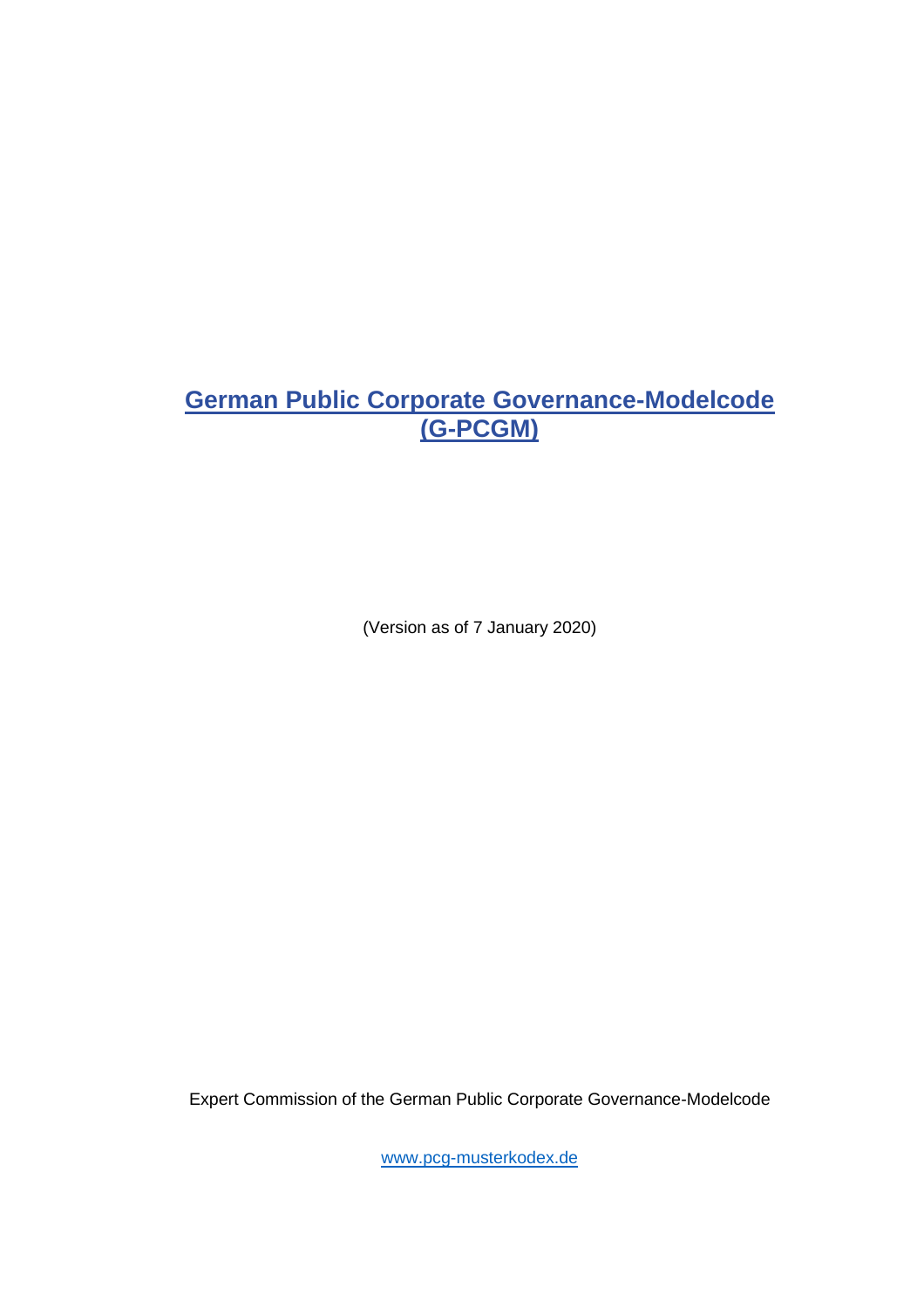# German Public Corporate Governance-Modelcode (G-PCGM)

(Version as of 7 January 2020)

Expert Commission of the German Public Corporate Governance-Modelcode

www.pcg-musterkodex.de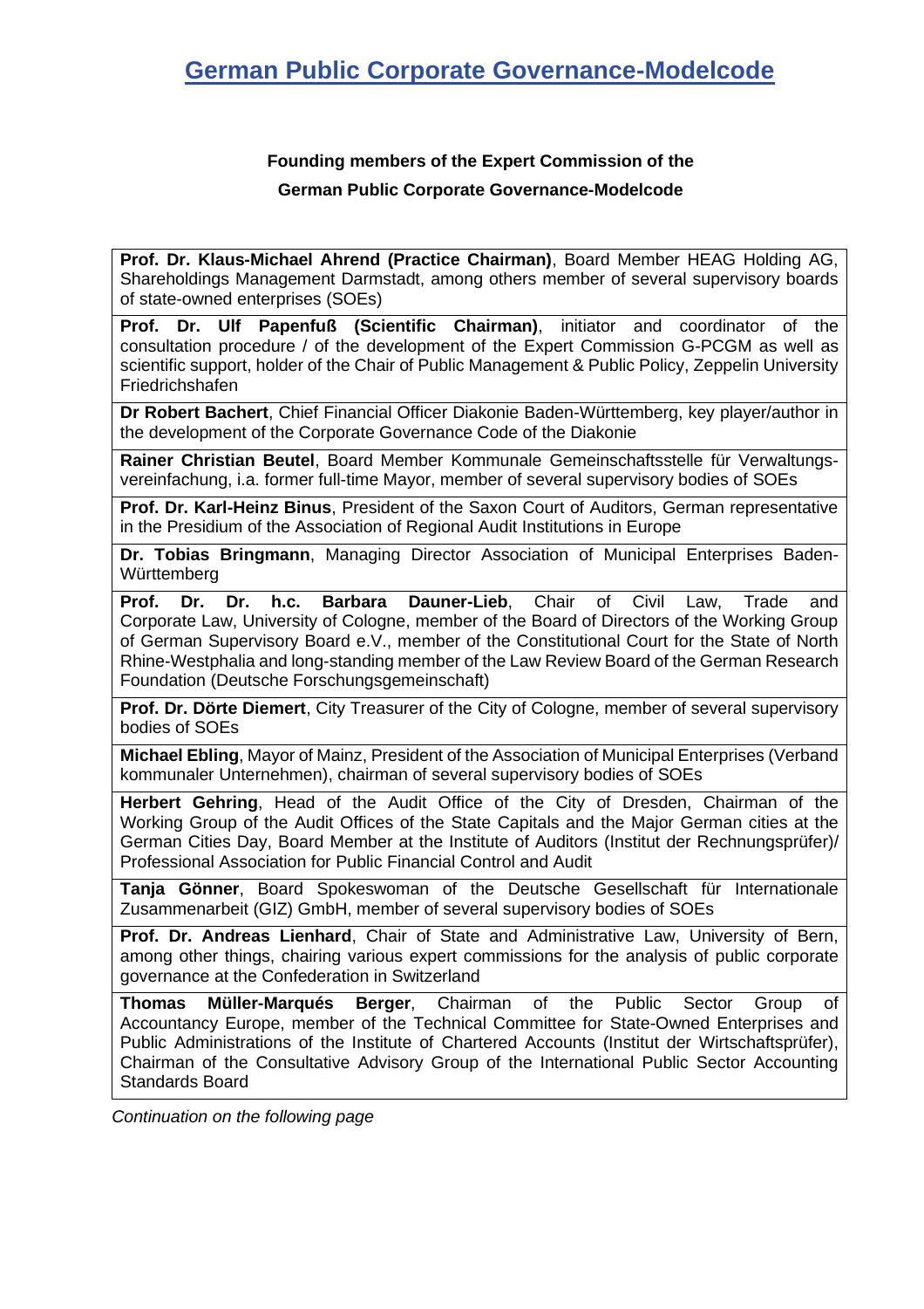# German Public Corporate Governance-Modelcode

## Founding members of the Expert Commission of the German Public Corporate Governance-Modelcode

| |
|---|
| **Prof. Dr. Klaus-Michael Ahrend (Practice Chairman)**, Board Member HEAG Holding AG, Shareholdings Management Darmstadt, among others member of several supervisory boards of state-owned enterprises (SOEs) |
| **Prof. Dr. Ulf Papenfuß (Scientific Chairman)**, initiator and coordinator of the consultation procedure / of the development of the Expert Commission G-PCGM as well as scientific support, holder of the Chair of Public Management & Public Policy, Zeppelin University Friedrichshafen |
| **Dr Robert Bachert**, Chief Financial Officer Diakonie Baden-Württemberg, key player/author in the development of the Corporate Governance Code of the Diakonie |
| **Rainer Christian Beutel**, Board Member Kommunale Gemeinschaftsstelle für Verwaltungsvereinfachung, i.a. former full-time Mayor, member of several supervisory bodies of SOEs |
| **Prof. Dr. Karl-Heinz Binus**, President of the Saxon Court of Auditors, German representative in the Presidium of the Association of Regional Audit Institutions in Europe |
| **Dr. Tobias Bringmann**, Managing Director Association of Municipal Enterprises Baden-Württemberg |
| **Prof. Dr. Dr. h.c. Barbara Dauner-Lieb**, Chair of Civil Law, Trade and Corporate Law, University of Cologne, member of the Board of Directors of the Working Group of German Supervisory Board e.V., member of the Constitutional Court for the State of North Rhine-Westphalia and long-standing member of the Law Review Board of the German Research Foundation (Deutsche Forschungsgemeinschaft) |
| **Prof. Dr. Dörte Diemert**, City Treasurer of the City of Cologne, member of several supervisory bodies of SOEs |
| **Michael Ebling**, Mayor of Mainz, President of the Association of Municipal Enterprises (Verband kommunaler Unternehmen), chairman of several supervisory bodies of SOEs |
| **Herbert Gehring**, Head of the Audit Office of the City of Dresden, Chairman of the Working Group of the Audit Offices of the State Capitals and the Major German cities at the German Cities Day, Board Member at the Institute of Auditors (Institut der Rechnungsprüfer)/ Professional Association for Public Financial Control and Audit |
| **Tanja Gönner**, Board Spokeswoman of the Deutsche Gesellschaft für Internationale Zusammenarbeit (GIZ) GmbH, member of several supervisory bodies of SOEs |
| **Prof. Dr. Andreas Lienhard**, Chair of State and Administrative Law, University of Bern, among other things, chairing various expert commissions for the analysis of public corporate governance at the Confederation in Switzerland |
| **Thomas Müller-Marqués Berger**, Chairman of the Public Sector Group of Accountancy Europe, member of the Technical Committee for State-Owned Enterprises and Public Administrations of the Institute of Chartered Accounts (Institut der Wirtschaftsprüfer), Chairman of the Consultative Advisory Group of the International Public Sector Accounting Standards Board |

*Continuation on the following page*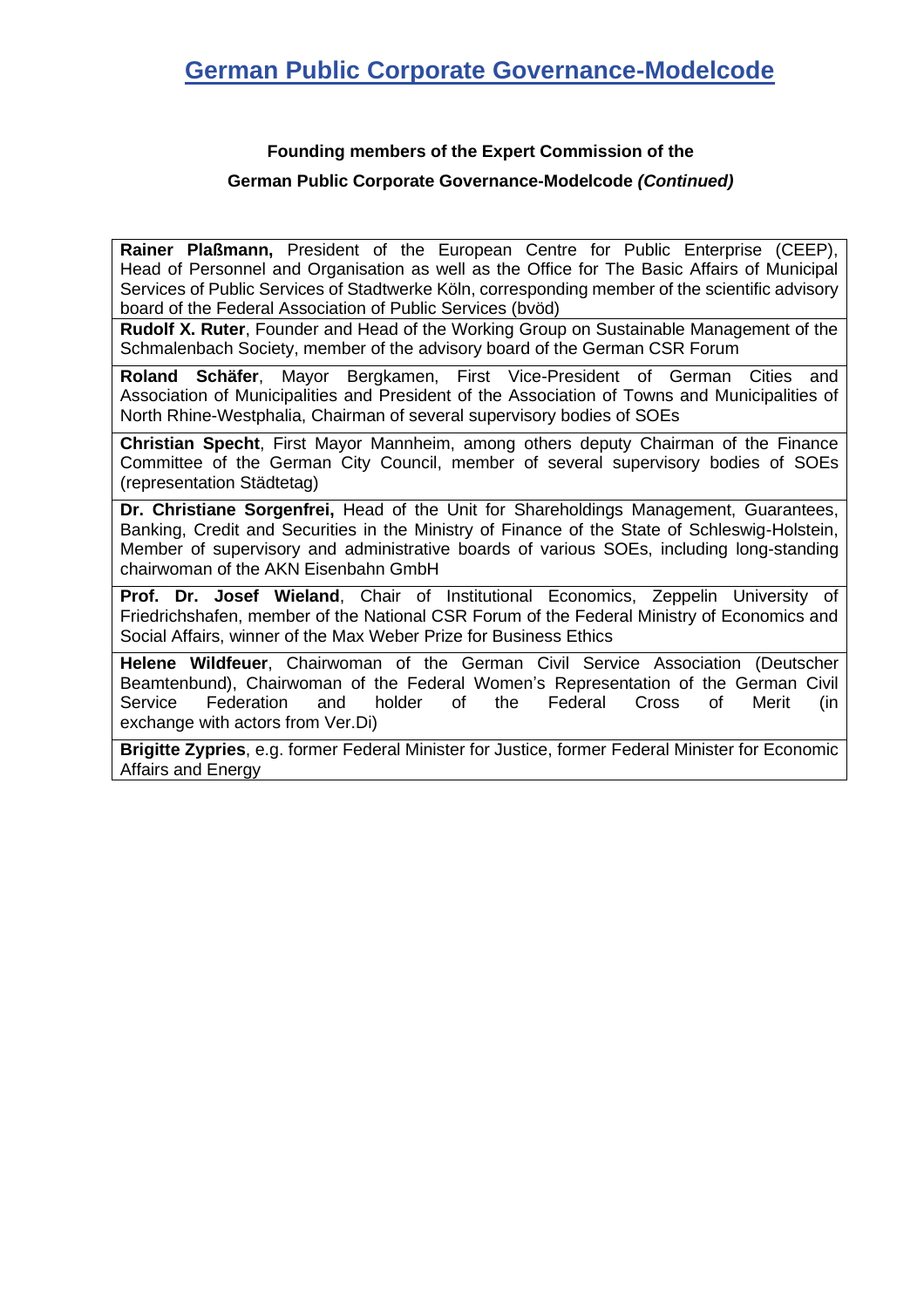# German Public Corporate Governance-Modelcode

**Founding members of the Expert Commission of the**

**German Public Corporate Governance-Modelcode *(Continued)***

| |
|---|
| **Rainer Plaßmann,** President of the European Centre for Public Enterprise (CEEP), Head of Personnel and Organisation as well as the Office for The Basic Affairs of Municipal Services of Public Services of Stadtwerke Köln, corresponding member of the scientific advisory board of the Federal Association of Public Services (bvöd) |
| **Rudolf X. Ruter**, Founder and Head of the Working Group on Sustainable Management of the Schmalenbach Society, member of the advisory board of the German CSR Forum |
| **Roland Schäfer**, Mayor Bergkamen, First Vice-President of German Cities and Association of Municipalities and President of the Association of Towns and Municipalities of North Rhine-Westphalia, Chairman of several supervisory bodies of SOEs |
| **Christian Specht**, First Mayor Mannheim, among others deputy Chairman of the Finance Committee of the German City Council, member of several supervisory bodies of SOEs (representation Städtetag) |
| **Dr. Christiane Sorgenfrei,** Head of the Unit for Shareholdings Management, Guarantees, Banking, Credit and Securities in the Ministry of Finance of the State of Schleswig-Holstein, Member of supervisory and administrative boards of various SOEs, including long-standing chairwoman of the AKN Eisenbahn GmbH |
| **Prof. Dr. Josef Wieland**, Chair of Institutional Economics, Zeppelin University of Friedrichshafen, member of the National CSR Forum of the Federal Ministry of Economics and Social Affairs, winner of the Max Weber Prize for Business Ethics |
| **Helene Wildfeuer**, Chairwoman of the German Civil Service Association (Deutscher Beamtenbund), Chairwoman of the Federal Women's Representation of the German Civil Service Federation and holder of the Federal Cross of Merit (in exchange with actors from Ver.Di) |
| **Brigitte Zypries**, e.g. former Federal Minister for Justice, former Federal Minister for Economic Affairs and Energy |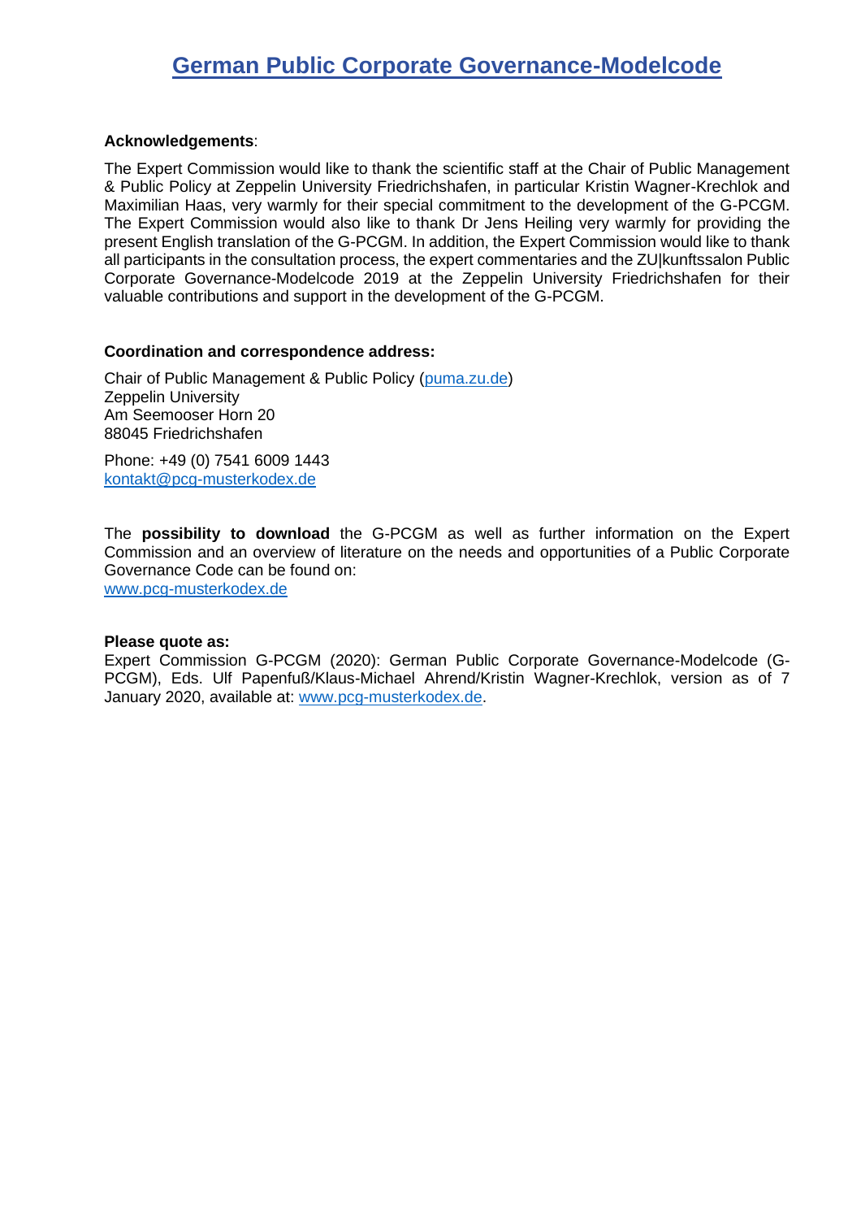# German Public Corporate Governance-Modelcode

**Acknowledgements**:

The Expert Commission would like to thank the scientific staff at the Chair of Public Management & Public Policy at Zeppelin University Friedrichshafen, in particular Kristin Wagner-Krechlok and Maximilian Haas, very warmly for their special commitment to the development of the G-PCGM. The Expert Commission would also like to thank Dr Jens Heiling very warmly for providing the present English translation of the G-PCGM. In addition, the Expert Commission would like to thank all participants in the consultation process, the expert commentaries and the ZU|kunftssalon Public Corporate Governance-Modelcode 2019 at the Zeppelin University Friedrichshafen for their valuable contributions and support in the development of the G-PCGM.

**Coordination and correspondence address:**

Chair of Public Management & Public Policy (puma.zu.de)
Zeppelin University
Am Seemooser Horn 20
88045 Friedrichshafen

Phone: +49 (0) 7541 6009 1443
kontakt@pcg-musterkodex.de

The **possibility to download** the G-PCGM as well as further information on the Expert Commission and an overview of literature on the needs and opportunities of a Public Corporate Governance Code can be found on:
www.pcg-musterkodex.de

**Please quote as:**
Expert Commission G-PCGM (2020): German Public Corporate Governance-Modelcode (G-PCGM), Eds. Ulf Papenfuß/Klaus-Michael Ahrend/Kristin Wagner-Krechlok, version as of 7 January 2020, available at: www.pcg-musterkodex.de.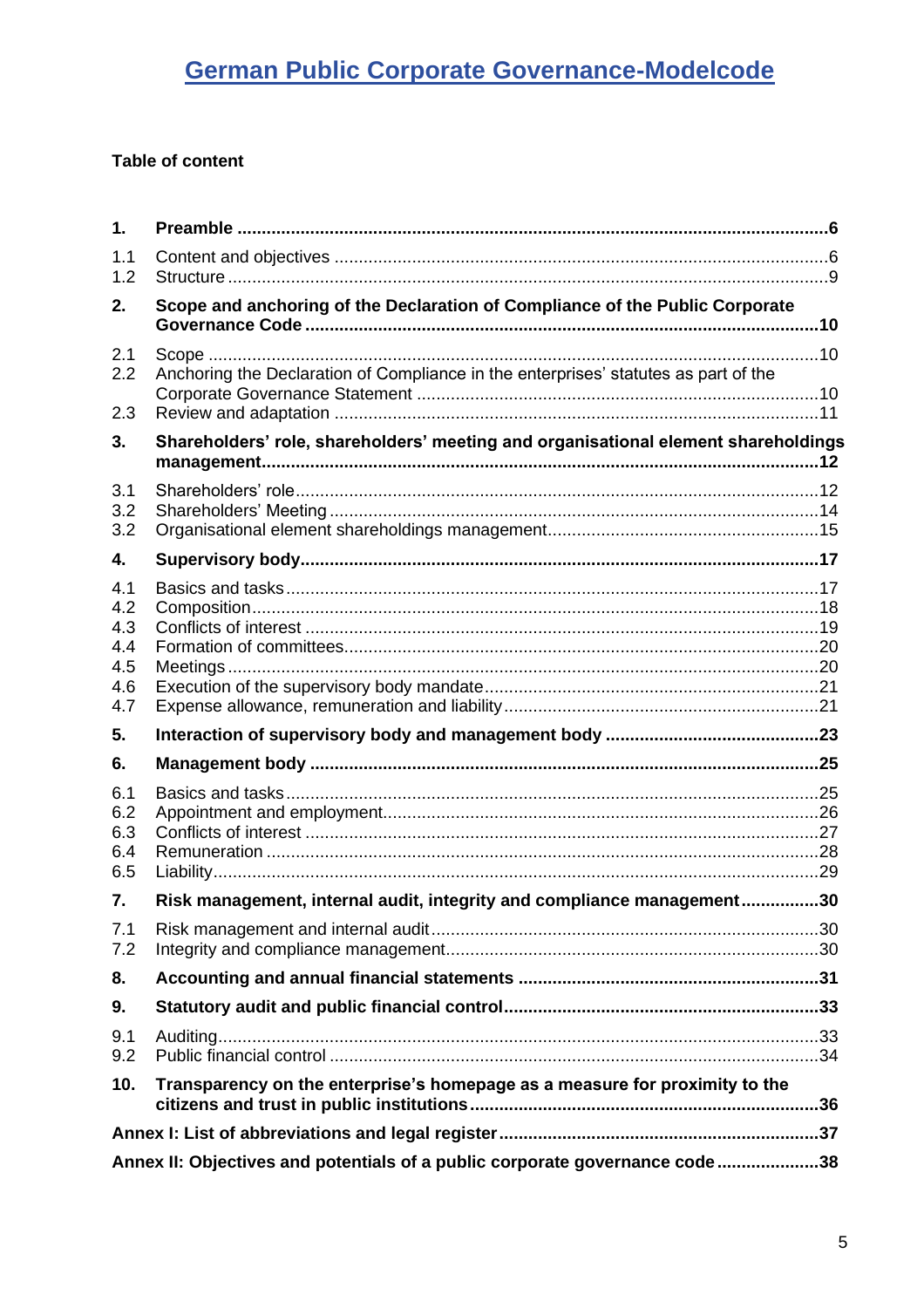# German Public Corporate Governance-Modelcode

**Table of content**

| | | |
|---|---|---|
| **1.** | **Preamble** | **6** |
| 1.1 | Content and objectives | 6 |
| 1.2 | Structure | 9 |
| **2.** | **Scope and anchoring of the Declaration of Compliance of the Public Corporate Governance Code** | **10** |
| 2.1 | Scope | 10 |
| 2.2 | Anchoring the Declaration of Compliance in the enterprises' statutes as part of the Corporate Governance Statement | 10 |
| 2.3 | Review and adaptation | 11 |
| **3.** | **Shareholders' role, shareholders' meeting and organisational element shareholdings management** | **12** |
| 3.1 | Shareholders' role | 12 |
| 3.2 | Shareholders' Meeting | 14 |
| 3.2 | Organisational element shareholdings management | 15 |
| **4.** | **Supervisory body** | **17** |
| 4.1 | Basics and tasks | 17 |
| 4.2 | Composition | 18 |
| 4.3 | Conflicts of interest | 19 |
| 4.4 | Formation of committees | 20 |
| 4.5 | Meetings | 20 |
| 4.6 | Execution of the supervisory body mandate | 21 |
| 4.7 | Expense allowance, remuneration and liability | 21 |
| **5.** | **Interaction of supervisory body and management body** | **23** |
| **6.** | **Management body** | **25** |
| 6.1 | Basics and tasks | 25 |
| 6.2 | Appointment and employment | 26 |
| 6.3 | Conflicts of interest | 27 |
| 6.4 | Remuneration | 28 |
| 6.5 | Liability | 29 |
| **7.** | **Risk management, internal audit, integrity and compliance management** | **30** |
| 7.1 | Risk management and internal audit | 30 |
| 7.2 | Integrity and compliance management | 30 |
| **8.** | **Accounting and annual financial statements** | **31** |
| **9.** | **Statutory audit and public financial control** | **33** |
| 9.1 | Auditing | 33 |
| 9.2 | Public financial control | 34 |
| **10.** | **Transparency on the enterprise's homepage as a measure for proximity to the citizens and trust in public institutions** | **36** |
| | **Annex I: List of abbreviations and legal register** | **37** |
| | **Annex II: Objectives and potentials of a public corporate governance code** | **38** |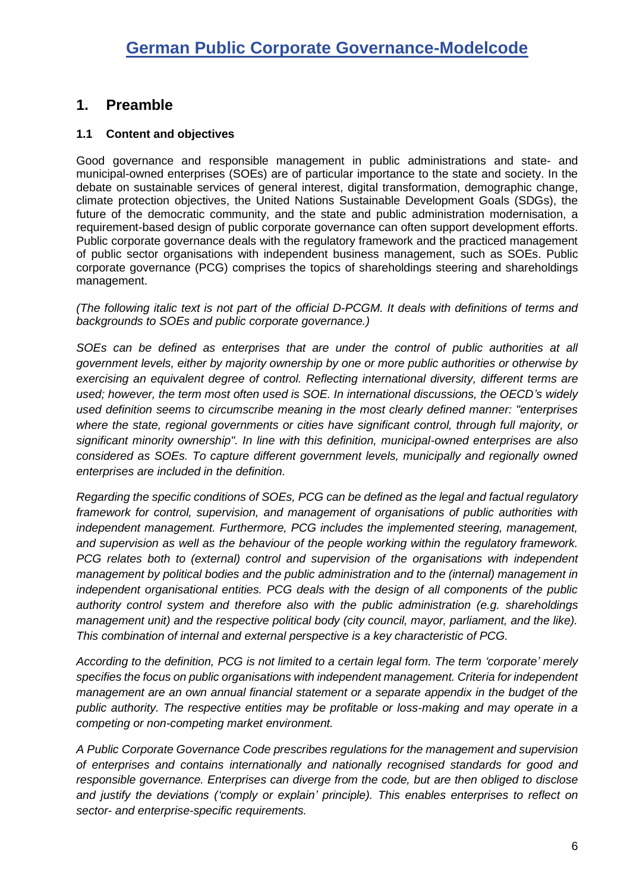# German Public Corporate Governance-Modelcode

## 1. Preamble

### 1.1 Content and objectives

Good governance and responsible management in public administrations and state- and municipal-owned enterprises (SOEs) are of particular importance to the state and society. In the debate on sustainable services of general interest, digital transformation, demographic change, climate protection objectives, the United Nations Sustainable Development Goals (SDGs), the future of the democratic community, and the state and public administration modernisation, a requirement-based design of public corporate governance can often support development efforts. Public corporate governance deals with the regulatory framework and the practiced management of public sector organisations with independent business management, such as SOEs. Public corporate governance (PCG) comprises the topics of shareholdings steering and shareholdings management.

*(The following italic text is not part of the official D-PCGM. It deals with definitions of terms and backgrounds to SOEs and public corporate governance.)*

*SOEs can be defined as enterprises that are under the control of public authorities at all government levels, either by majority ownership by one or more public authorities or otherwise by exercising an equivalent degree of control. Reflecting international diversity, different terms are used; however, the term most often used is SOE. In international discussions, the OECD's widely used definition seems to circumscribe meaning in the most clearly defined manner: "enterprises where the state, regional governments or cities have significant control, through full majority, or significant minority ownership". In line with this definition, municipal-owned enterprises are also considered as SOEs. To capture different government levels, municipally and regionally owned enterprises are included in the definition.*

*Regarding the specific conditions of SOEs, PCG can be defined as the legal and factual regulatory framework for control, supervision, and management of organisations of public authorities with independent management. Furthermore, PCG includes the implemented steering, management, and supervision as well as the behaviour of the people working within the regulatory framework. PCG relates both to (external) control and supervision of the organisations with independent management by political bodies and the public administration and to the (internal) management in independent organisational entities. PCG deals with the design of all components of the public authority control system and therefore also with the public administration (e.g. shareholdings management unit) and the respective political body (city council, mayor, parliament, and the like). This combination of internal and external perspective is a key characteristic of PCG.*

*According to the definition, PCG is not limited to a certain legal form. The term 'corporate' merely specifies the focus on public organisations with independent management. Criteria for independent management are an own annual financial statement or a separate appendix in the budget of the public authority. The respective entities may be profitable or loss-making and may operate in a competing or non-competing market environment.*

*A Public Corporate Governance Code prescribes regulations for the management and supervision of enterprises and contains internationally and nationally recognised standards for good and responsible governance. Enterprises can diverge from the code, but are then obliged to disclose and justify the deviations ('comply or explain' principle). This enables enterprises to reflect on sector- and enterprise-specific requirements.*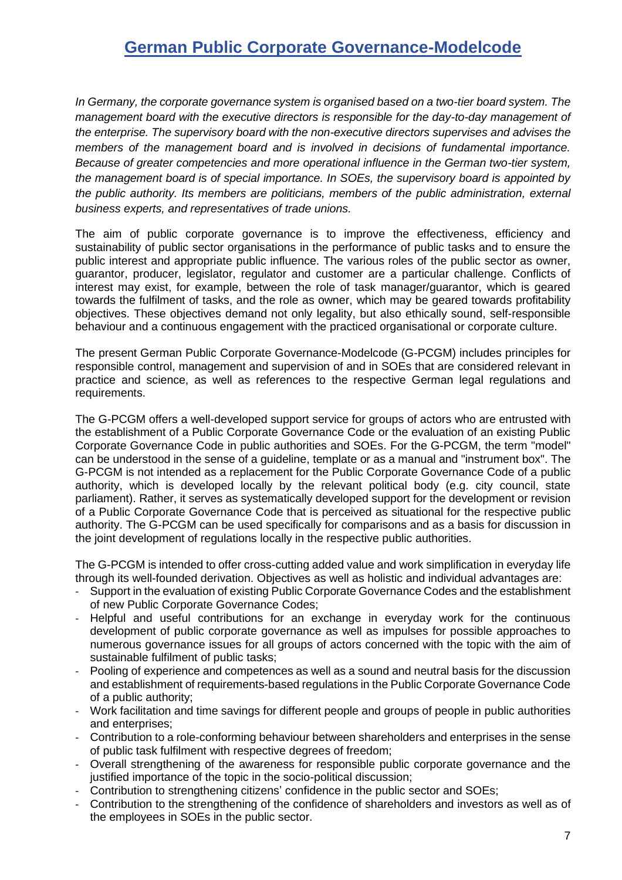# German Public Corporate Governance-Modelcode

*In Germany, the corporate governance system is organised based on a two-tier board system. The management board with the executive directors is responsible for the day-to-day management of the enterprise. The supervisory board with the non-executive directors supervises and advises the members of the management board and is involved in decisions of fundamental importance. Because of greater competencies and more operational influence in the German two-tier system, the management board is of special importance. In SOEs, the supervisory board is appointed by the public authority. Its members are politicians, members of the public administration, external business experts, and representatives of trade unions.*

The aim of public corporate governance is to improve the effectiveness, efficiency and sustainability of public sector organisations in the performance of public tasks and to ensure the public interest and appropriate public influence. The various roles of the public sector as owner, guarantor, producer, legislator, regulator and customer are a particular challenge. Conflicts of interest may exist, for example, between the role of task manager/guarantor, which is geared towards the fulfilment of tasks, and the role as owner, which may be geared towards profitability objectives. These objectives demand not only legality, but also ethically sound, self-responsible behaviour and a continuous engagement with the practiced organisational or corporate culture.

The present German Public Corporate Governance-Modelcode (G-PCGM) includes principles for responsible control, management and supervision of and in SOEs that are considered relevant in practice and science, as well as references to the respective German legal regulations and requirements.

The G-PCGM offers a well-developed support service for groups of actors who are entrusted with the establishment of a Public Corporate Governance Code or the evaluation of an existing Public Corporate Governance Code in public authorities and SOEs. For the G-PCGM, the term "model" can be understood in the sense of a guideline, template or as a manual and "instrument box". The G-PCGM is not intended as a replacement for the Public Corporate Governance Code of a public authority, which is developed locally by the relevant political body (e.g. city council, state parliament). Rather, it serves as systematically developed support for the development or revision of a Public Corporate Governance Code that is perceived as situational for the respective public authority. The G-PCGM can be used specifically for comparisons and as a basis for discussion in the joint development of regulations locally in the respective public authorities.

The G-PCGM is intended to offer cross-cutting added value and work simplification in everyday life through its well-founded derivation. Objectives as well as holistic and individual advantages are:

- Support in the evaluation of existing Public Corporate Governance Codes and the establishment of new Public Corporate Governance Codes;
- Helpful and useful contributions for an exchange in everyday work for the continuous development of public corporate governance as well as impulses for possible approaches to numerous governance issues for all groups of actors concerned with the topic with the aim of sustainable fulfilment of public tasks;
- Pooling of experience and competences as well as a sound and neutral basis for the discussion and establishment of requirements-based regulations in the Public Corporate Governance Code of a public authority;
- Work facilitation and time savings for different people and groups of people in public authorities and enterprises;
- Contribution to a role-conforming behaviour between shareholders and enterprises in the sense of public task fulfilment with respective degrees of freedom;
- Overall strengthening of the awareness for responsible public corporate governance and the justified importance of the topic in the socio-political discussion;
- Contribution to strengthening citizens' confidence in the public sector and SOEs;
- Contribution to the strengthening of the confidence of shareholders and investors as well as of the employees in SOEs in the public sector.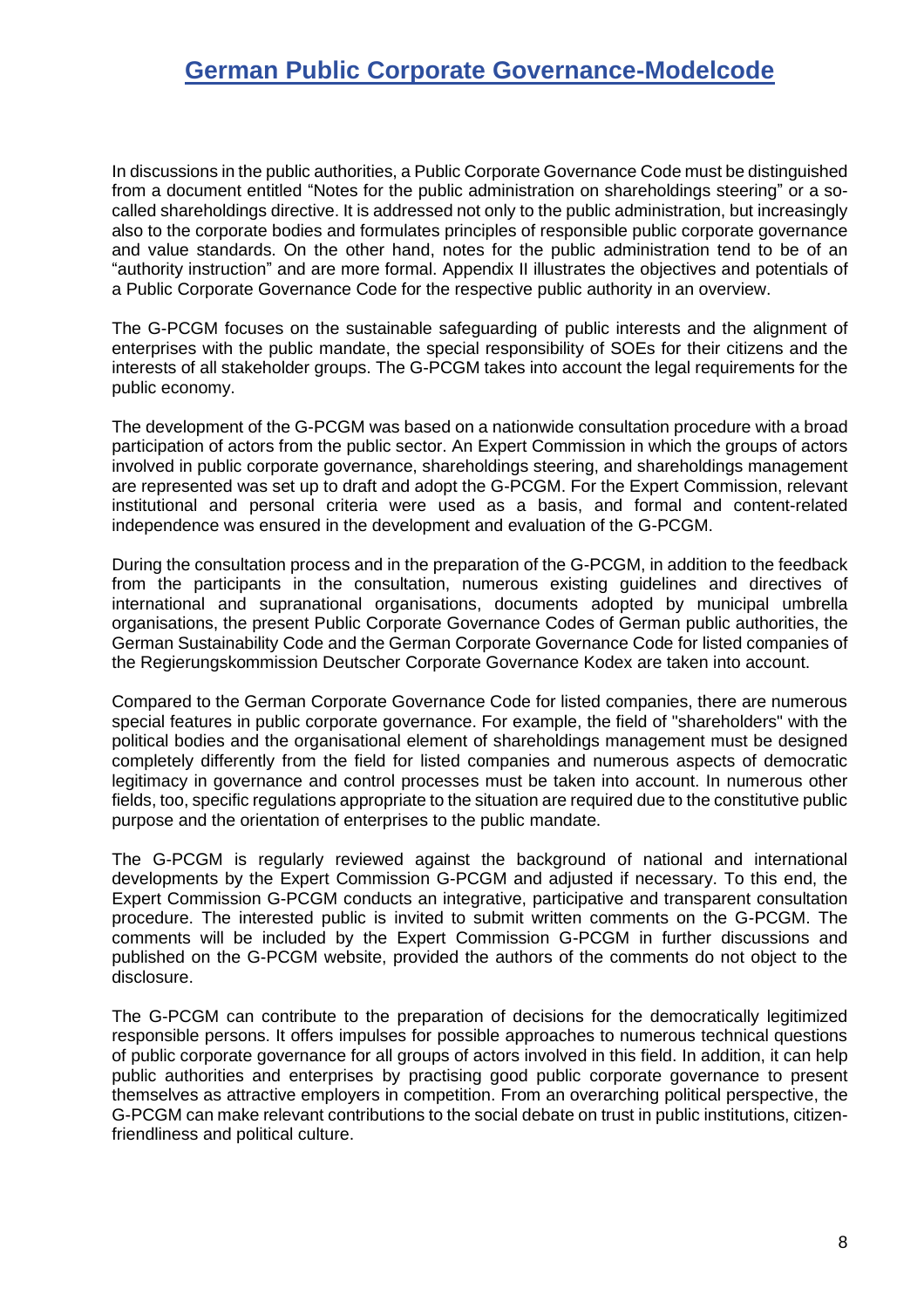In discussions in the public authorities, a Public Corporate Governance Code must be distinguished from a document entitled "Notes for the public administration on shareholdings steering" or a so-called shareholdings directive. It is addressed not only to the public administration, but increasingly also to the corporate bodies and formulates principles of responsible public corporate governance and value standards. On the other hand, notes for the public administration tend to be of an "authority instruction" and are more formal. Appendix II illustrates the objectives and potentials of a Public Corporate Governance Code for the respective public authority in an overview.

The G-PCGM focuses on the sustainable safeguarding of public interests and the alignment of enterprises with the public mandate, the special responsibility of SOEs for their citizens and the interests of all stakeholder groups. The G-PCGM takes into account the legal requirements for the public economy.

The development of the G-PCGM was based on a nationwide consultation procedure with a broad participation of actors from the public sector. An Expert Commission in which the groups of actors involved in public corporate governance, shareholdings steering, and shareholdings management are represented was set up to draft and adopt the G-PCGM. For the Expert Commission, relevant institutional and personal criteria were used as a basis, and formal and content-related independence was ensured in the development and evaluation of the G-PCGM.

During the consultation process and in the preparation of the G-PCGM, in addition to the feedback from the participants in the consultation, numerous existing guidelines and directives of international and supranational organisations, documents adopted by municipal umbrella organisations, the present Public Corporate Governance Codes of German public authorities, the German Sustainability Code and the German Corporate Governance Code for listed companies of the Regierungskommission Deutscher Corporate Governance Kodex are taken into account.

Compared to the German Corporate Governance Code for listed companies, there are numerous special features in public corporate governance. For example, the field of "shareholders" with the political bodies and the organisational element of shareholdings management must be designed completely differently from the field for listed companies and numerous aspects of democratic legitimacy in governance and control processes must be taken into account. In numerous other fields, too, specific regulations appropriate to the situation are required due to the constitutive public purpose and the orientation of enterprises to the public mandate.

The G-PCGM is regularly reviewed against the background of national and international developments by the Expert Commission G-PCGM and adjusted if necessary. To this end, the Expert Commission G-PCGM conducts an integrative, participative and transparent consultation procedure. The interested public is invited to submit written comments on the G-PCGM. The comments will be included by the Expert Commission G-PCGM in further discussions and published on the G-PCGM website, provided the authors of the comments do not object to the disclosure.

The G-PCGM can contribute to the preparation of decisions for the democratically legitimized responsible persons. It offers impulses for possible approaches to numerous technical questions of public corporate governance for all groups of actors involved in this field. In addition, it can help public authorities and enterprises by practising good public corporate governance to present themselves as attractive employers in competition. From an overarching political perspective, the G-PCGM can make relevant contributions to the social debate on trust in public institutions, citizen-friendliness and political culture.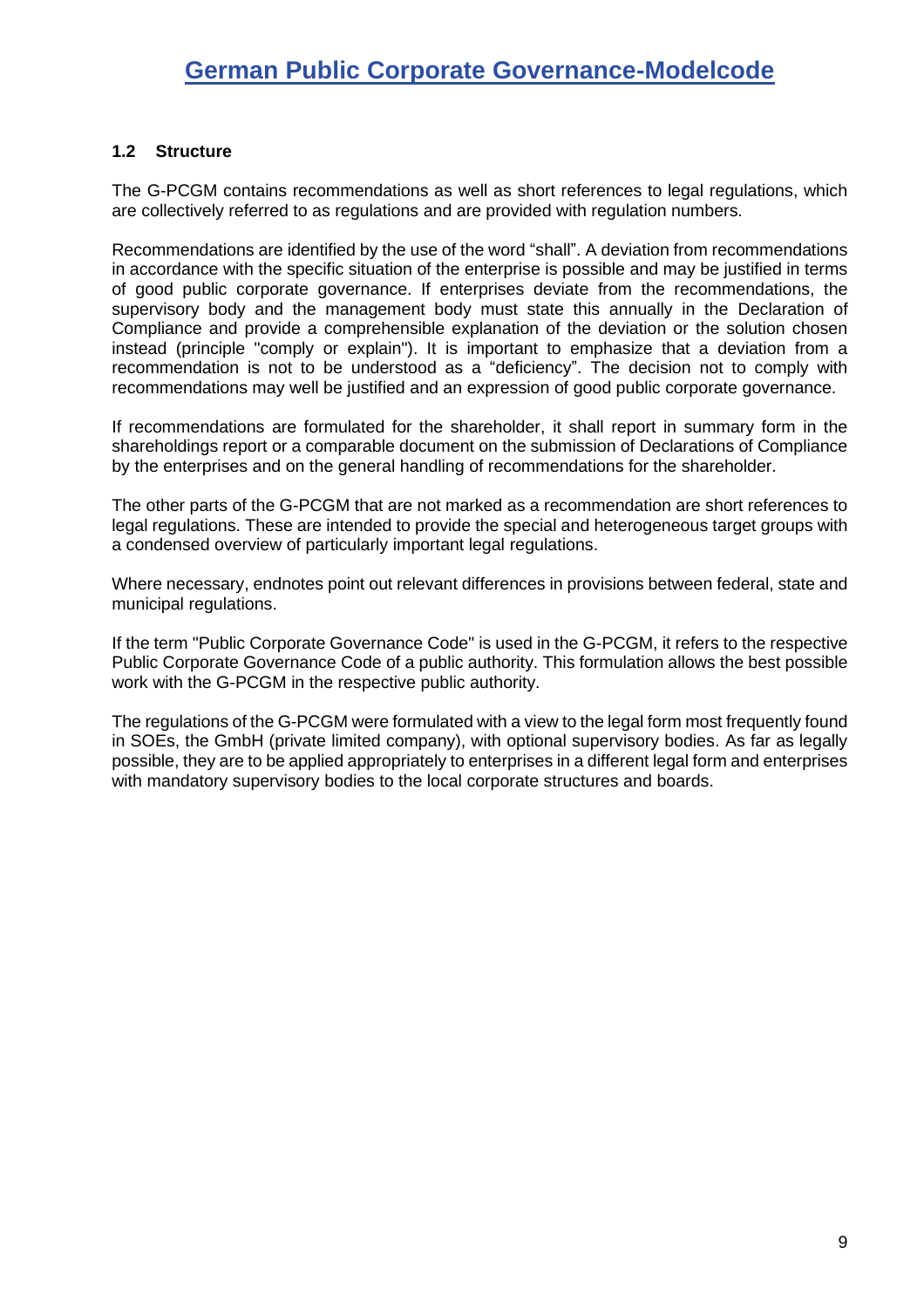### 1.2 Structure

The G-PCGM contains recommendations as well as short references to legal regulations, which are collectively referred to as regulations and are provided with regulation numbers.

Recommendations are identified by the use of the word “shall”. A deviation from recommendations in accordance with the specific situation of the enterprise is possible and may be justified in terms of good public corporate governance. If enterprises deviate from the recommendations, the supervisory body and the management body must state this annually in the Declaration of Compliance and provide a comprehensible explanation of the deviation or the solution chosen instead (principle "comply or explain"). It is important to emphasize that a deviation from a recommendation is not to be understood as a “deficiency”. The decision not to comply with recommendations may well be justified and an expression of good public corporate governance.

If recommendations are formulated for the shareholder, it shall report in summary form in the shareholdings report or a comparable document on the submission of Declarations of Compliance by the enterprises and on the general handling of recommendations for the shareholder.

The other parts of the G-PCGM that are not marked as a recommendation are short references to legal regulations. These are intended to provide the special and heterogeneous target groups with a condensed overview of particularly important legal regulations.

Where necessary, endnotes point out relevant differences in provisions between federal, state and municipal regulations.

If the term "Public Corporate Governance Code" is used in the G-PCGM, it refers to the respective Public Corporate Governance Code of a public authority. This formulation allows the best possible work with the G-PCGM in the respective public authority.

The regulations of the G-PCGM were formulated with a view to the legal form most frequently found in SOEs, the GmbH (private limited company), with optional supervisory bodies. As far as legally possible, they are to be applied appropriately to enterprises in a different legal form and enterprises with mandatory supervisory bodies to the local corporate structures and boards.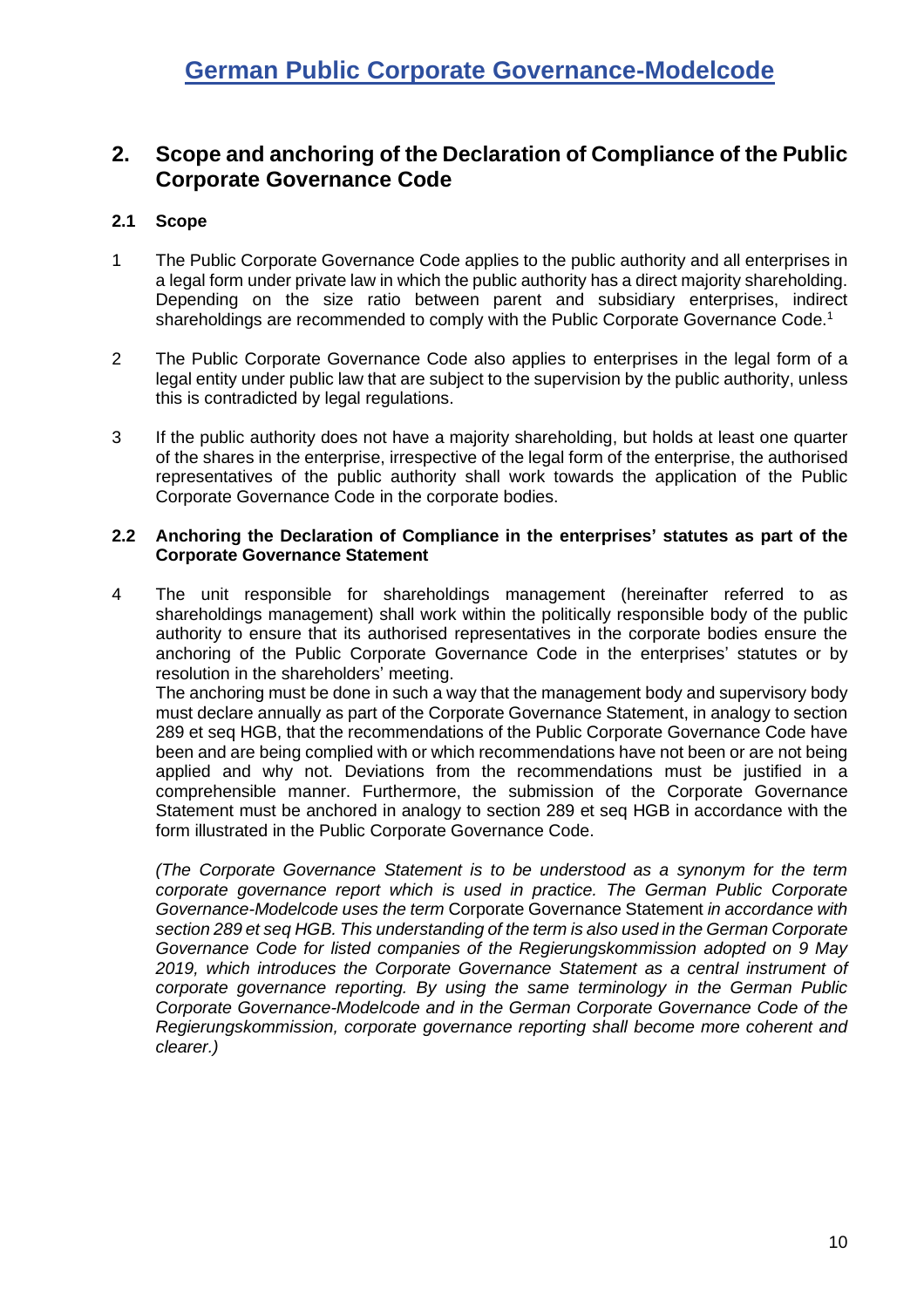## 2. Scope and anchoring of the Declaration of Compliance of the Public Corporate Governance Code

### 2.1 Scope

1 The Public Corporate Governance Code applies to the public authority and all enterprises in a legal form under private law in which the public authority has a direct majority shareholding. Depending on the size ratio between parent and subsidiary enterprises, indirect shareholdings are recommended to comply with the Public Corporate Governance Code.[1]

2 The Public Corporate Governance Code also applies to enterprises in the legal form of a legal entity under public law that are subject to the supervision by the public authority, unless this is contradicted by legal regulations.

3 If the public authority does not have a majority shareholding, but holds at least one quarter of the shares in the enterprise, irrespective of the legal form of the enterprise, the authorised representatives of the public authority shall work towards the application of the Public Corporate Governance Code in the corporate bodies.

### 2.2 Anchoring the Declaration of Compliance in the enterprises' statutes as part of the Corporate Governance Statement

4 The unit responsible for shareholdings management (hereinafter referred to as shareholdings management) shall work within the politically responsible body of the public authority to ensure that its authorised representatives in the corporate bodies ensure the anchoring of the Public Corporate Governance Code in the enterprises' statutes or by resolution in the shareholders' meeting.
The anchoring must be done in such a way that the management body and supervisory body must declare annually as part of the Corporate Governance Statement, in analogy to section 289 et seq HGB, that the recommendations of the Public Corporate Governance Code have been and are being complied with or which recommendations have not been or are not being applied and why not. Deviations from the recommendations must be justified in a comprehensible manner. Furthermore, the submission of the Corporate Governance Statement must be anchored in analogy to section 289 et seq HGB in accordance with the form illustrated in the Public Corporate Governance Code.

*(The Corporate Governance Statement is to be understood as a synonym for the term corporate governance report which is used in practice. The German Public Corporate Governance-Modelcode uses the term* Corporate Governance Statement *in accordance with section 289 et seq HGB. This understanding of the term is also used in the German Corporate Governance Code for listed companies of the Regierungskommission adopted on 9 May 2019, which introduces the Corporate Governance Statement as a central instrument of corporate governance reporting. By using the same terminology in the German Public Corporate Governance-Modelcode and in the German Corporate Governance Code of the Regierungskommission, corporate governance reporting shall become more coherent and clearer.)*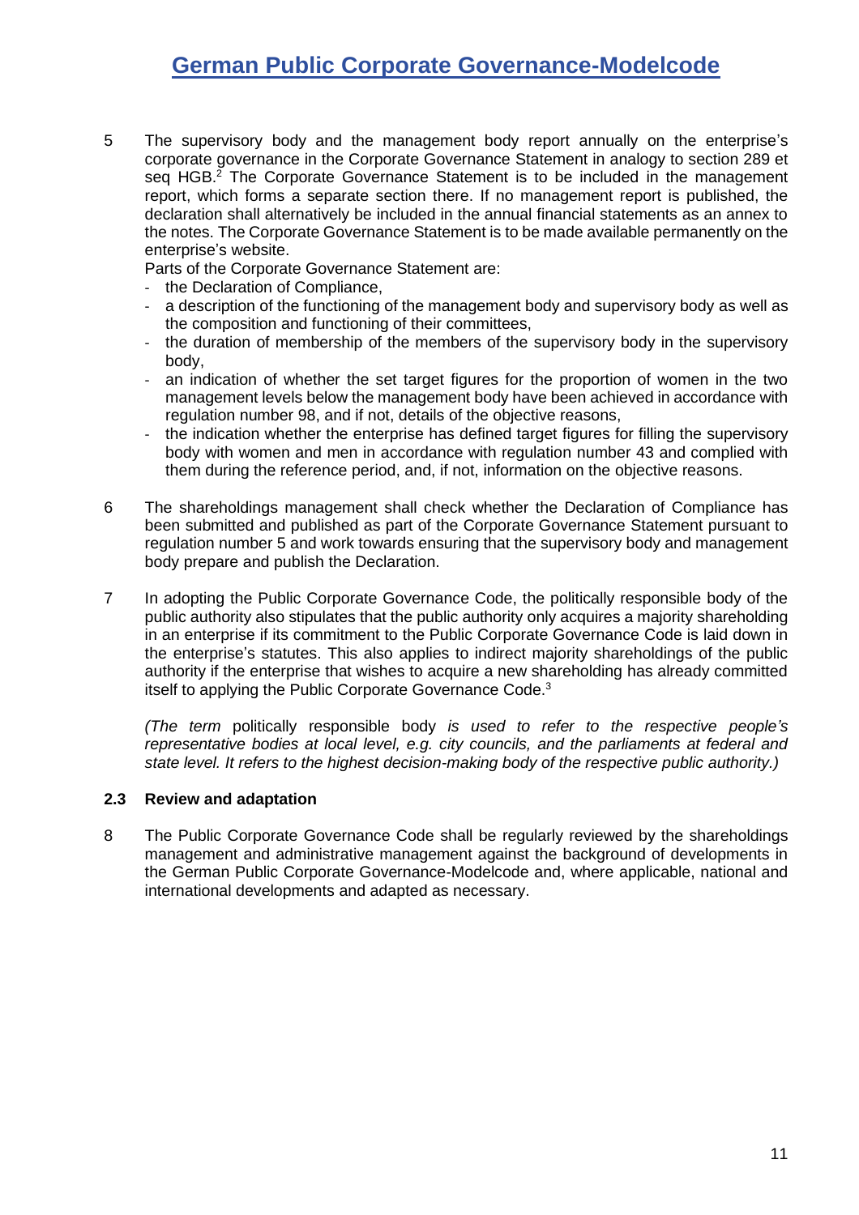5 The supervisory body and the management body report annually on the enterprise's corporate governance in the Corporate Governance Statement in analogy to section 289 et seq HGB.[2] The Corporate Governance Statement is to be included in the management report, which forms a separate section there. If no management report is published, the declaration shall alternatively be included in the annual financial statements as an annex to the notes. The Corporate Governance Statement is to be made available permanently on the enterprise's website.

Parts of the Corporate Governance Statement are:

- the Declaration of Compliance,
- a description of the functioning of the management body and supervisory body as well as the composition and functioning of their committees,
- the duration of membership of the members of the supervisory body in the supervisory body,
- an indication of whether the set target figures for the proportion of women in the two management levels below the management body have been achieved in accordance with regulation number 98, and if not, details of the objective reasons,
- the indication whether the enterprise has defined target figures for filling the supervisory body with women and men in accordance with regulation number 43 and complied with them during the reference period, and, if not, information on the objective reasons.

6 The shareholdings management shall check whether the Declaration of Compliance has been submitted and published as part of the Corporate Governance Statement pursuant to regulation number 5 and work towards ensuring that the supervisory body and management body prepare and publish the Declaration.

7 In adopting the Public Corporate Governance Code, the politically responsible body of the public authority also stipulates that the public authority only acquires a majority shareholding in an enterprise if its commitment to the Public Corporate Governance Code is laid down in the enterprise's statutes. This also applies to indirect majority shareholdings of the public authority if the enterprise that wishes to acquire a new shareholding has already committed itself to applying the Public Corporate Governance Code.[3]

*(The term* politically responsible body *is used to refer to the respective people's representative bodies at local level, e.g. city councils, and the parliaments at federal and state level. It refers to the highest decision-making body of the respective public authority.)*

### 2.3 Review and adaptation

8 The Public Corporate Governance Code shall be regularly reviewed by the shareholdings management and administrative management against the background of developments in the German Public Corporate Governance-Modelcode and, where applicable, national and international developments and adapted as necessary.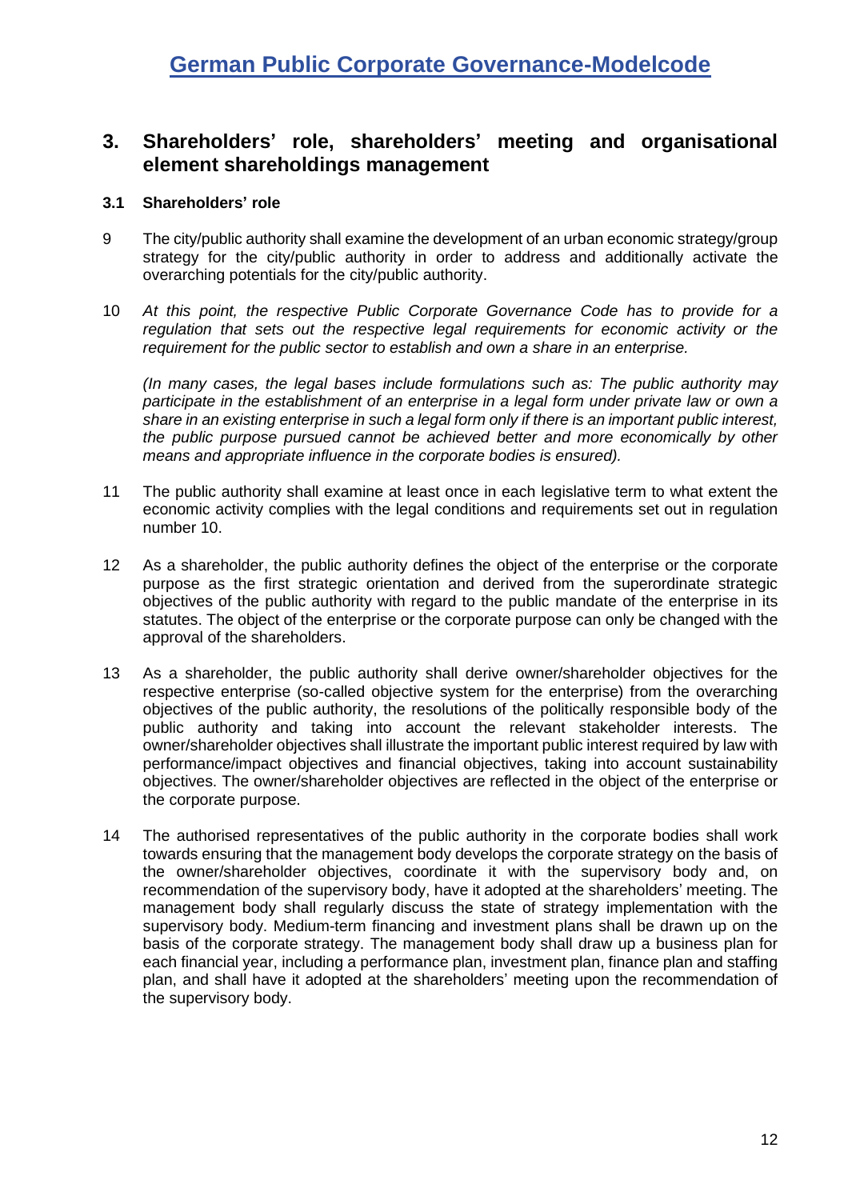## 3. Shareholders' role, shareholders' meeting and organisational element shareholdings management

### 3.1 Shareholders' role

9 The city/public authority shall examine the development of an urban economic strategy/group strategy for the city/public authority in order to address and additionally activate the overarching potentials for the city/public authority.

10 *At this point, the respective Public Corporate Governance Code has to provide for a regulation that sets out the respective legal requirements for economic activity or the requirement for the public sector to establish and own a share in an enterprise.*

*(In many cases, the legal bases include formulations such as: The public authority may participate in the establishment of an enterprise in a legal form under private law or own a share in an existing enterprise in such a legal form only if there is an important public interest, the public purpose pursued cannot be achieved better and more economically by other means and appropriate influence in the corporate bodies is ensured).*

11 The public authority shall examine at least once in each legislative term to what extent the economic activity complies with the legal conditions and requirements set out in regulation number 10.

12 As a shareholder, the public authority defines the object of the enterprise or the corporate purpose as the first strategic orientation and derived from the superordinate strategic objectives of the public authority with regard to the public mandate of the enterprise in its statutes. The object of the enterprise or the corporate purpose can only be changed with the approval of the shareholders.

13 As a shareholder, the public authority shall derive owner/shareholder objectives for the respective enterprise (so-called objective system for the enterprise) from the overarching objectives of the public authority, the resolutions of the politically responsible body of the public authority and taking into account the relevant stakeholder interests. The owner/shareholder objectives shall illustrate the important public interest required by law with performance/impact objectives and financial objectives, taking into account sustainability objectives. The owner/shareholder objectives are reflected in the object of the enterprise or the corporate purpose.

14 The authorised representatives of the public authority in the corporate bodies shall work towards ensuring that the management body develops the corporate strategy on the basis of the owner/shareholder objectives, coordinate it with the supervisory body and, on recommendation of the supervisory body, have it adopted at the shareholders' meeting. The management body shall regularly discuss the state of strategy implementation with the supervisory body. Medium-term financing and investment plans shall be drawn up on the basis of the corporate strategy. The management body shall draw up a business plan for each financial year, including a performance plan, investment plan, finance plan and staffing plan, and shall have it adopted at the shareholders' meeting upon the recommendation of the supervisory body.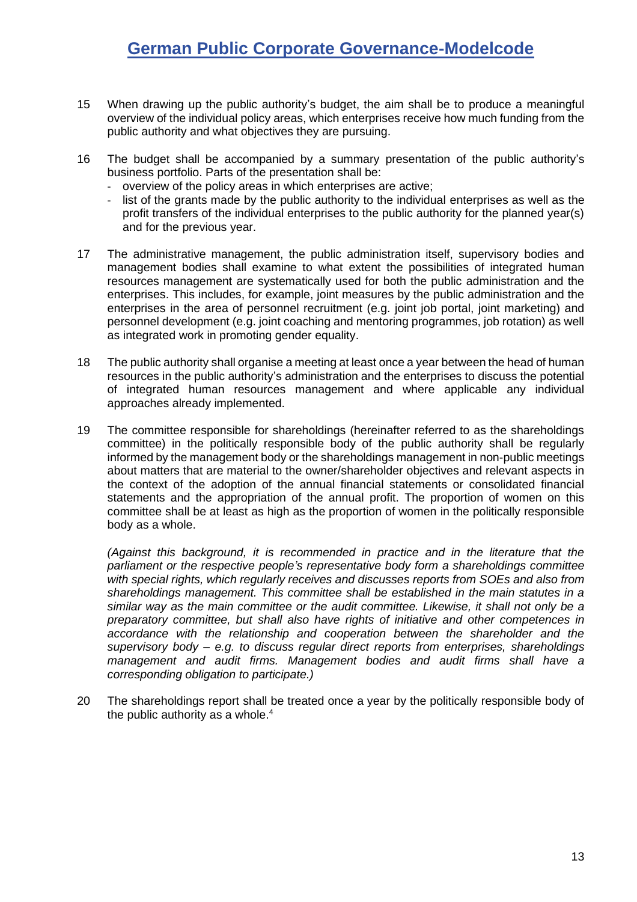15 When drawing up the public authority's budget, the aim shall be to produce a meaningful overview of the individual policy areas, which enterprises receive how much funding from the public authority and what objectives they are pursuing.

16 The budget shall be accompanied by a summary presentation of the public authority's business portfolio. Parts of the presentation shall be:
- overview of the policy areas in which enterprises are active;
- list of the grants made by the public authority to the individual enterprises as well as the profit transfers of the individual enterprises to the public authority for the planned year(s) and for the previous year.

17 The administrative management, the public administration itself, supervisory bodies and management bodies shall examine to what extent the possibilities of integrated human resources management are systematically used for both the public administration and the enterprises. This includes, for example, joint measures by the public administration and the enterprises in the area of personnel recruitment (e.g. joint job portal, joint marketing) and personnel development (e.g. joint coaching and mentoring programmes, job rotation) as well as integrated work in promoting gender equality.

18 The public authority shall organise a meeting at least once a year between the head of human resources in the public authority's administration and the enterprises to discuss the potential of integrated human resources management and where applicable any individual approaches already implemented.

19 The committee responsible for shareholdings (hereinafter referred to as the shareholdings committee) in the politically responsible body of the public authority shall be regularly informed by the management body or the shareholdings management in non-public meetings about matters that are material to the owner/shareholder objectives and relevant aspects in the context of the adoption of the annual financial statements or consolidated financial statements and the appropriation of the annual profit. The proportion of women on this committee shall be at least as high as the proportion of women in the politically responsible body as a whole.

*(Against this background, it is recommended in practice and in the literature that the parliament or the respective people's representative body form a shareholdings committee with special rights, which regularly receives and discusses reports from SOEs and also from shareholdings management. This committee shall be established in the main statutes in a similar way as the main committee or the audit committee. Likewise, it shall not only be a preparatory committee, but shall also have rights of initiative and other competences in accordance with the relationship and cooperation between the shareholder and the supervisory body – e.g. to discuss regular direct reports from enterprises, shareholdings management and audit firms. Management bodies and audit firms shall have a corresponding obligation to participate.)*

20 The shareholdings report shall be treated once a year by the politically responsible body of the public authority as a whole.[4]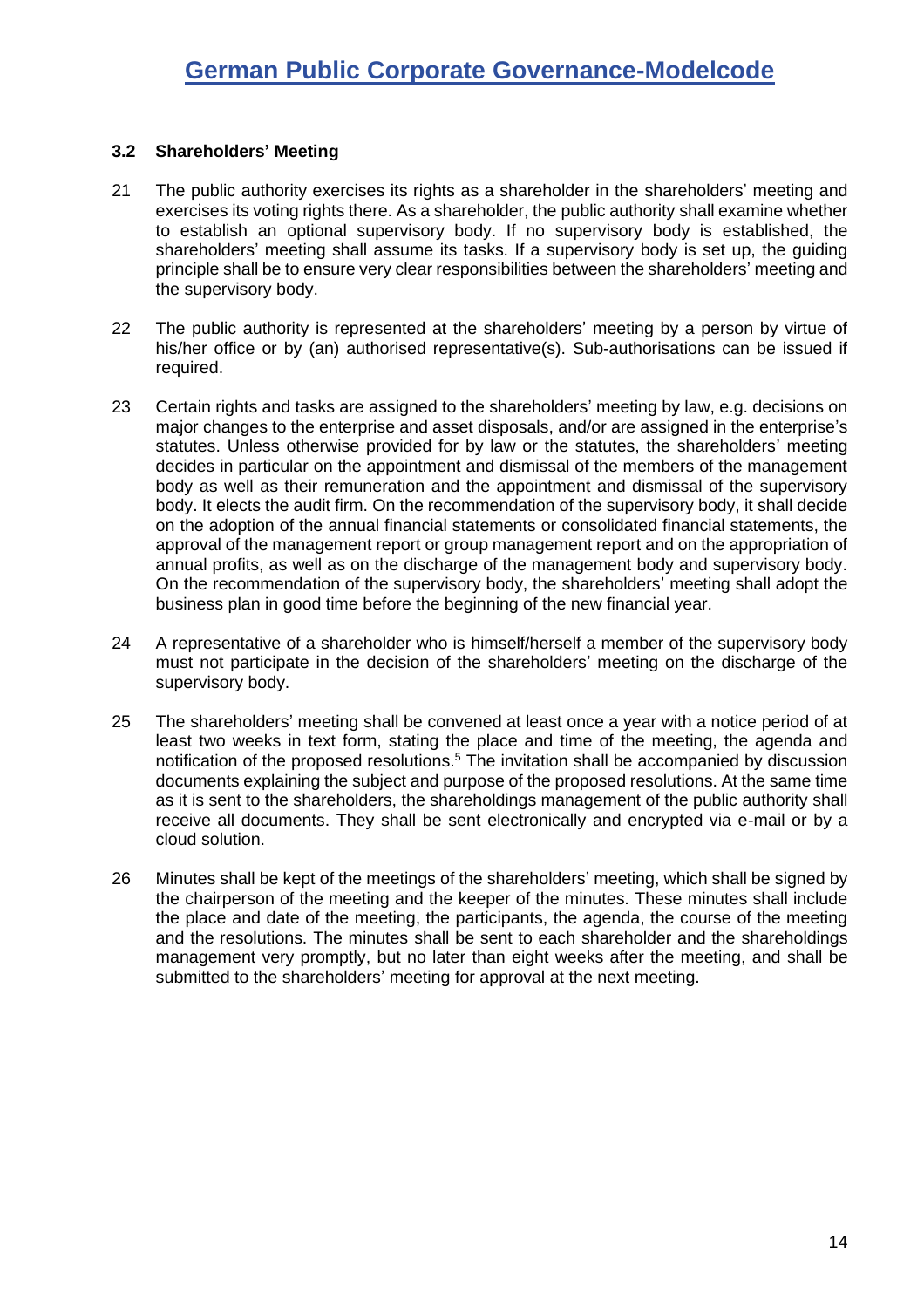### 3.2 Shareholders' Meeting

21 The public authority exercises its rights as a shareholder in the shareholders' meeting and exercises its voting rights there. As a shareholder, the public authority shall examine whether to establish an optional supervisory body. If no supervisory body is established, the shareholders' meeting shall assume its tasks. If a supervisory body is set up, the guiding principle shall be to ensure very clear responsibilities between the shareholders' meeting and the supervisory body.

22 The public authority is represented at the shareholders' meeting by a person by virtue of his/her office or by (an) authorised representative(s). Sub-authorisations can be issued if required.

23 Certain rights and tasks are assigned to the shareholders' meeting by law, e.g. decisions on major changes to the enterprise and asset disposals, and/or are assigned in the enterprise's statutes. Unless otherwise provided for by law or the statutes, the shareholders' meeting decides in particular on the appointment and dismissal of the members of the management body as well as their remuneration and the appointment and dismissal of the supervisory body. It elects the audit firm. On the recommendation of the supervisory body, it shall decide on the adoption of the annual financial statements or consolidated financial statements, the approval of the management report or group management report and on the appropriation of annual profits, as well as on the discharge of the management body and supervisory body. On the recommendation of the supervisory body, the shareholders' meeting shall adopt the business plan in good time before the beginning of the new financial year.

24 A representative of a shareholder who is himself/herself a member of the supervisory body must not participate in the decision of the shareholders' meeting on the discharge of the supervisory body.

25 The shareholders' meeting shall be convened at least once a year with a notice period of at least two weeks in text form, stating the place and time of the meeting, the agenda and notification of the proposed resolutions.[5] The invitation shall be accompanied by discussion documents explaining the subject and purpose of the proposed resolutions. At the same time as it is sent to the shareholders, the shareholdings management of the public authority shall receive all documents. They shall be sent electronically and encrypted via e-mail or by a cloud solution.

26 Minutes shall be kept of the meetings of the shareholders' meeting, which shall be signed by the chairperson of the meeting and the keeper of the minutes. These minutes shall include the place and date of the meeting, the participants, the agenda, the course of the meeting and the resolutions. The minutes shall be sent to each shareholder and the shareholdings management very promptly, but no later than eight weeks after the meeting, and shall be submitted to the shareholders' meeting for approval at the next meeting.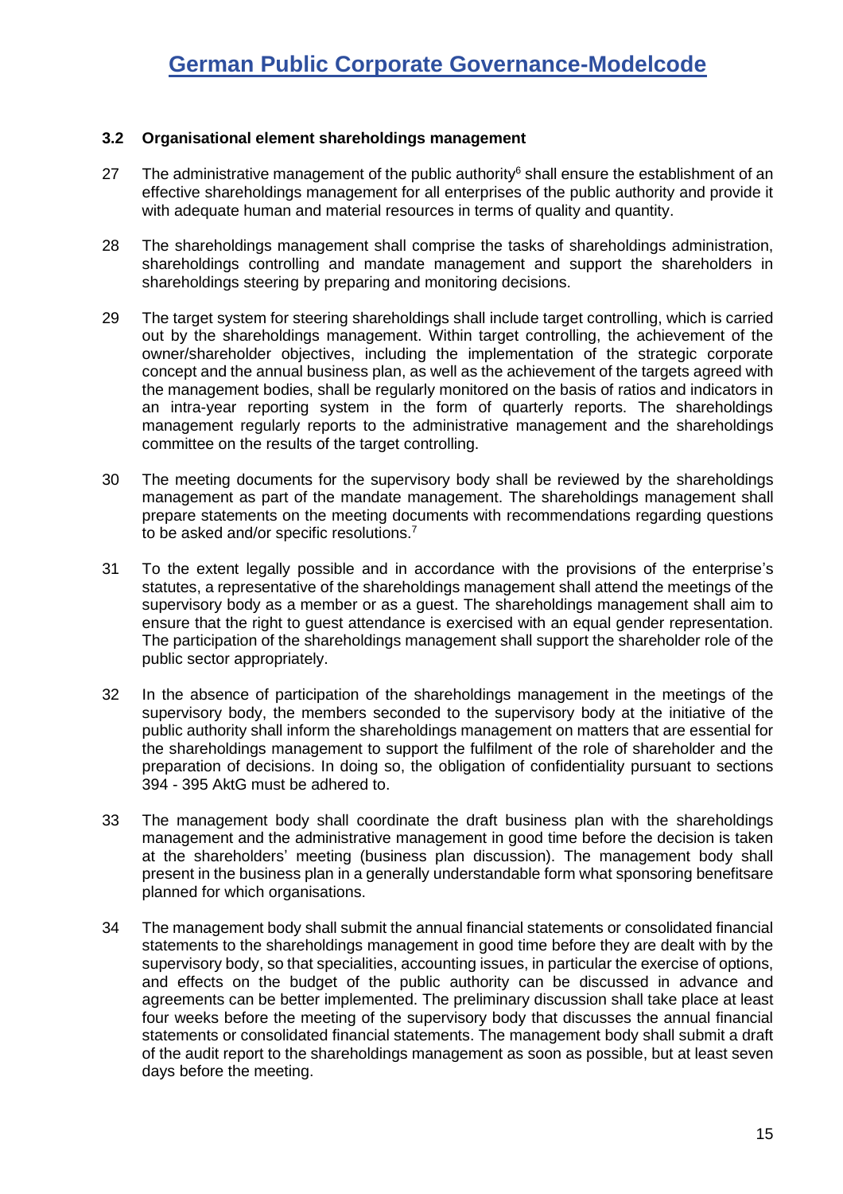### 3.2 Organisational element shareholdings management

27 The administrative management of the public authority[6] shall ensure the establishment of an effective shareholdings management for all enterprises of the public authority and provide it with adequate human and material resources in terms of quality and quantity.

28 The shareholdings management shall comprise the tasks of shareholdings administration, shareholdings controlling and mandate management and support the shareholders in shareholdings steering by preparing and monitoring decisions.

29 The target system for steering shareholdings shall include target controlling, which is carried out by the shareholdings management. Within target controlling, the achievement of the owner/shareholder objectives, including the implementation of the strategic corporate concept and the annual business plan, as well as the achievement of the targets agreed with the management bodies, shall be regularly monitored on the basis of ratios and indicators in an intra-year reporting system in the form of quarterly reports. The shareholdings management regularly reports to the administrative management and the shareholdings committee on the results of the target controlling.

30 The meeting documents for the supervisory body shall be reviewed by the shareholdings management as part of the mandate management. The shareholdings management shall prepare statements on the meeting documents with recommendations regarding questions to be asked and/or specific resolutions.[7]

31 To the extent legally possible and in accordance with the provisions of the enterprise's statutes, a representative of the shareholdings management shall attend the meetings of the supervisory body as a member or as a guest. The shareholdings management shall aim to ensure that the right to guest attendance is exercised with an equal gender representation. The participation of the shareholdings management shall support the shareholder role of the public sector appropriately.

32 In the absence of participation of the shareholdings management in the meetings of the supervisory body, the members seconded to the supervisory body at the initiative of the public authority shall inform the shareholdings management on matters that are essential for the shareholdings management to support the fulfilment of the role of shareholder and the preparation of decisions. In doing so, the obligation of confidentiality pursuant to sections 394 - 395 AktG must be adhered to.

33 The management body shall coordinate the draft business plan with the shareholdings management and the administrative management in good time before the decision is taken at the shareholders' meeting (business plan discussion). The management body shall present in the business plan in a generally understandable form what sponsoring benefitsare planned for which organisations.

34 The management body shall submit the annual financial statements or consolidated financial statements to the shareholdings management in good time before they are dealt with by the supervisory body, so that specialities, accounting issues, in particular the exercise of options, and effects on the budget of the public authority can be discussed in advance and agreements can be better implemented. The preliminary discussion shall take place at least four weeks before the meeting of the supervisory body that discusses the annual financial statements or consolidated financial statements. The management body shall submit a draft of the audit report to the shareholdings management as soon as possible, but at least seven days before the meeting.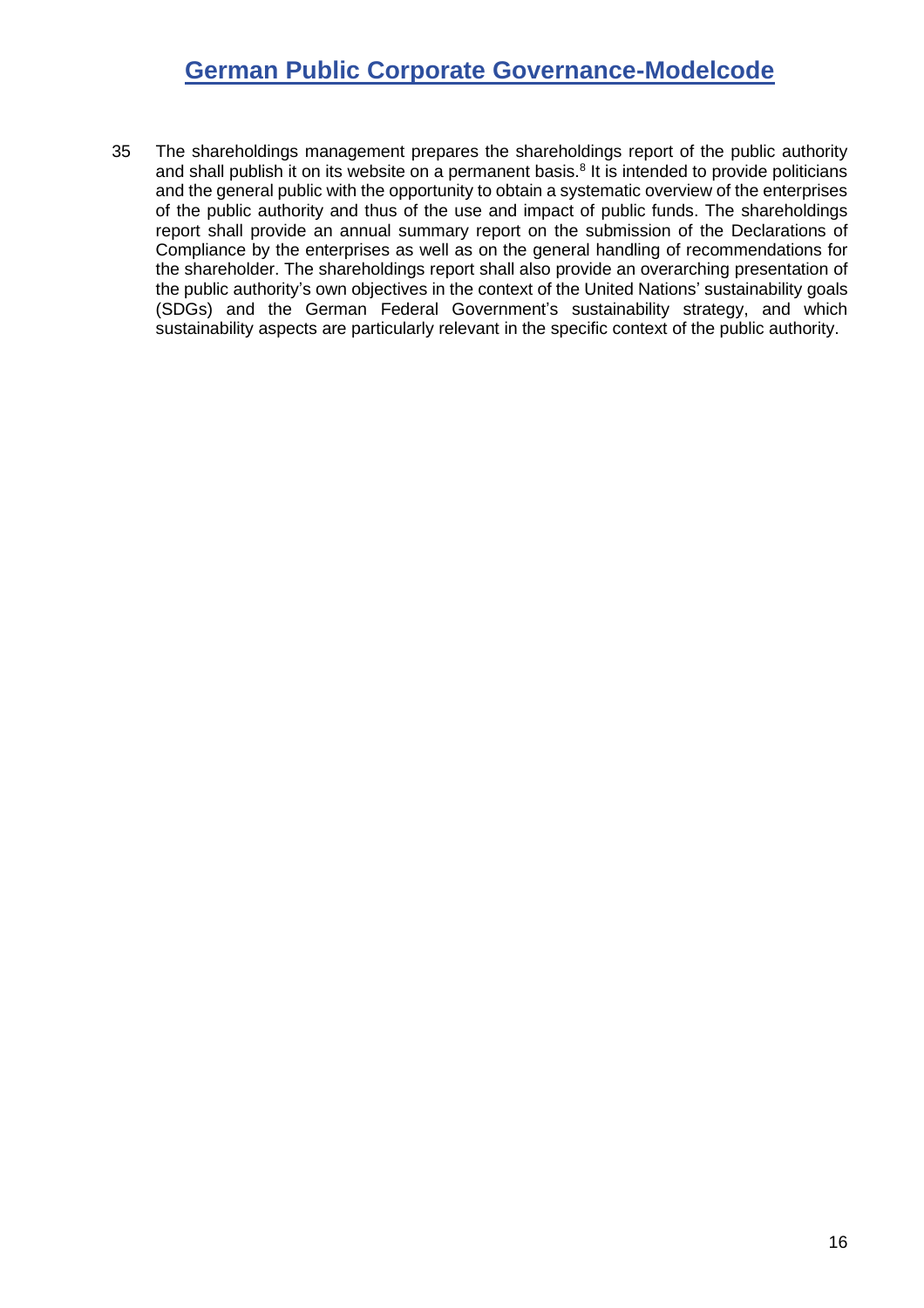35 The shareholdings management prepares the shareholdings report of the public authority and shall publish it on its website on a permanent basis.[8] It is intended to provide politicians and the general public with the opportunity to obtain a systematic overview of the enterprises of the public authority and thus of the use and impact of public funds. The shareholdings report shall provide an annual summary report on the submission of the Declarations of Compliance by the enterprises as well as on the general handling of recommendations for the shareholder. The shareholdings report shall also provide an overarching presentation of the public authority's own objectives in the context of the United Nations' sustainability goals (SDGs) and the German Federal Government's sustainability strategy, and which sustainability aspects are particularly relevant in the specific context of the public authority.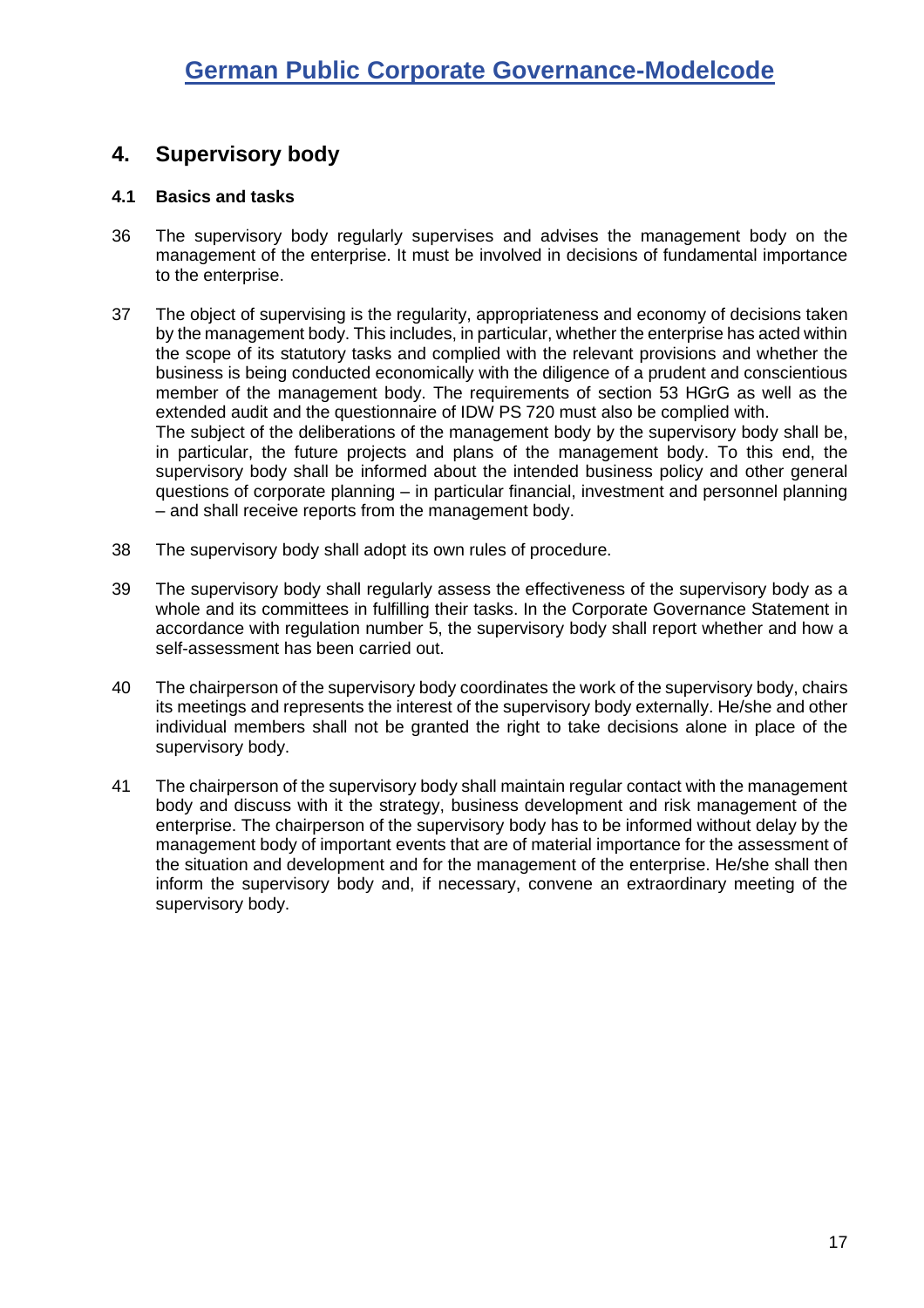## 4. Supervisory body

### 4.1 Basics and tasks

36 The supervisory body regularly supervises and advises the management body on the management of the enterprise. It must be involved in decisions of fundamental importance to the enterprise.

37 The object of supervising is the regularity, appropriateness and economy of decisions taken by the management body. This includes, in particular, whether the enterprise has acted within the scope of its statutory tasks and complied with the relevant provisions and whether the business is being conducted economically with the diligence of a prudent and conscientious member of the management body. The requirements of section 53 HGrG as well as the extended audit and the questionnaire of IDW PS 720 must also be complied with.
The subject of the deliberations of the management body by the supervisory body shall be, in particular, the future projects and plans of the management body. To this end, the supervisory body shall be informed about the intended business policy and other general questions of corporate planning – in particular financial, investment and personnel planning – and shall receive reports from the management body.

38 The supervisory body shall adopt its own rules of procedure.

39 The supervisory body shall regularly assess the effectiveness of the supervisory body as a whole and its committees in fulfilling their tasks. In the Corporate Governance Statement in accordance with regulation number 5, the supervisory body shall report whether and how a self-assessment has been carried out.

40 The chairperson of the supervisory body coordinates the work of the supervisory body, chairs its meetings and represents the interest of the supervisory body externally. He/she and other individual members shall not be granted the right to take decisions alone in place of the supervisory body.

41 The chairperson of the supervisory body shall maintain regular contact with the management body and discuss with it the strategy, business development and risk management of the enterprise. The chairperson of the supervisory body has to be informed without delay by the management body of important events that are of material importance for the assessment of the situation and development and for the management of the enterprise. He/she shall then inform the supervisory body and, if necessary, convene an extraordinary meeting of the supervisory body.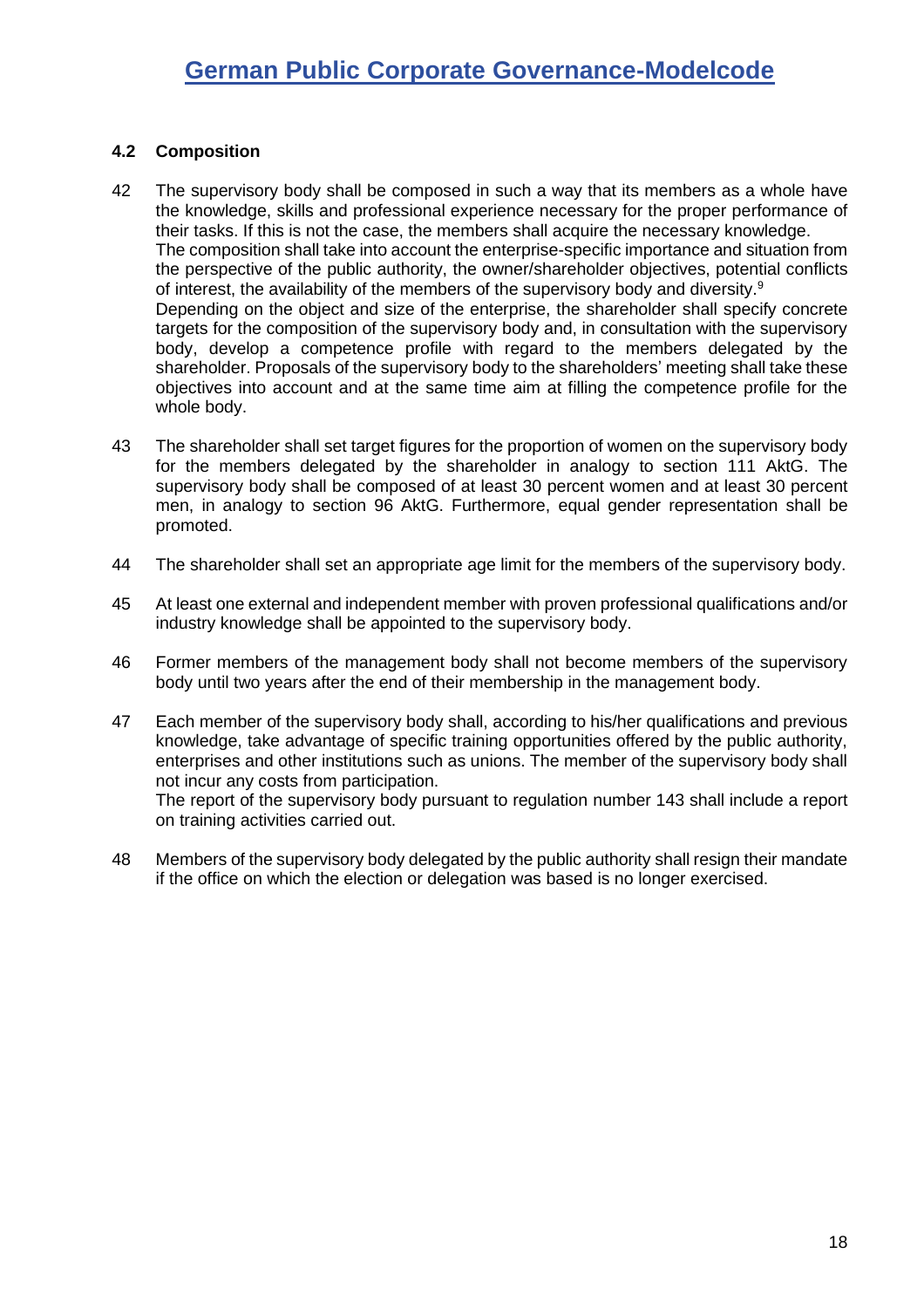### 4.2 Composition

42 The supervisory body shall be composed in such a way that its members as a whole have the knowledge, skills and professional experience necessary for the proper performance of their tasks. If this is not the case, the members shall acquire the necessary knowledge.
The composition shall take into account the enterprise-specific importance and situation from the perspective of the public authority, the owner/shareholder objectives, potential conflicts of interest, the availability of the members of the supervisory body and diversity.[9]
Depending on the object and size of the enterprise, the shareholder shall specify concrete targets for the composition of the supervisory body and, in consultation with the supervisory body, develop a competence profile with regard to the members delegated by the shareholder. Proposals of the supervisory body to the shareholders' meeting shall take these objectives into account and at the same time aim at filling the competence profile for the whole body.

43 The shareholder shall set target figures for the proportion of women on the supervisory body for the members delegated by the shareholder in analogy to section 111 AktG. The supervisory body shall be composed of at least 30 percent women and at least 30 percent men, in analogy to section 96 AktG. Furthermore, equal gender representation shall be promoted.

44 The shareholder shall set an appropriate age limit for the members of the supervisory body.

45 At least one external and independent member with proven professional qualifications and/or industry knowledge shall be appointed to the supervisory body.

46 Former members of the management body shall not become members of the supervisory body until two years after the end of their membership in the management body.

47 Each member of the supervisory body shall, according to his/her qualifications and previous knowledge, take advantage of specific training opportunities offered by the public authority, enterprises and other institutions such as unions. The member of the supervisory body shall not incur any costs from participation.
The report of the supervisory body pursuant to regulation number 143 shall include a report on training activities carried out.

48 Members of the supervisory body delegated by the public authority shall resign their mandate if the office on which the election or delegation was based is no longer exercised.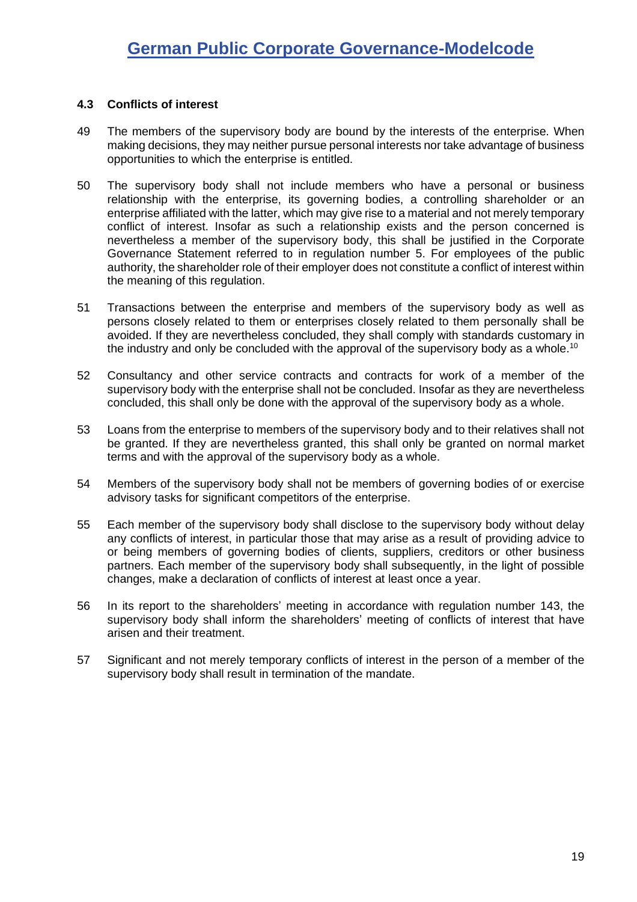### 4.3 Conflicts of interest

49 The members of the supervisory body are bound by the interests of the enterprise. When making decisions, they may neither pursue personal interests nor take advantage of business opportunities to which the enterprise is entitled.

50 The supervisory body shall not include members who have a personal or business relationship with the enterprise, its governing bodies, a controlling shareholder or an enterprise affiliated with the latter, which may give rise to a material and not merely temporary conflict of interest. Insofar as such a relationship exists and the person concerned is nevertheless a member of the supervisory body, this shall be justified in the Corporate Governance Statement referred to in regulation number 5. For employees of the public authority, the shareholder role of their employer does not constitute a conflict of interest within the meaning of this regulation.

51 Transactions between the enterprise and members of the supervisory body as well as persons closely related to them or enterprises closely related to them personally shall be avoided. If they are nevertheless concluded, they shall comply with standards customary in the industry and only be concluded with the approval of the supervisory body as a whole.[10]

52 Consultancy and other service contracts and contracts for work of a member of the supervisory body with the enterprise shall not be concluded. Insofar as they are nevertheless concluded, this shall only be done with the approval of the supervisory body as a whole.

53 Loans from the enterprise to members of the supervisory body and to their relatives shall not be granted. If they are nevertheless granted, this shall only be granted on normal market terms and with the approval of the supervisory body as a whole.

54 Members of the supervisory body shall not be members of governing bodies of or exercise advisory tasks for significant competitors of the enterprise.

55 Each member of the supervisory body shall disclose to the supervisory body without delay any conflicts of interest, in particular those that may arise as a result of providing advice to or being members of governing bodies of clients, suppliers, creditors or other business partners. Each member of the supervisory body shall subsequently, in the light of possible changes, make a declaration of conflicts of interest at least once a year.

56 In its report to the shareholders' meeting in accordance with regulation number 143, the supervisory body shall inform the shareholders' meeting of conflicts of interest that have arisen and their treatment.

57 Significant and not merely temporary conflicts of interest in the person of a member of the supervisory body shall result in termination of the mandate.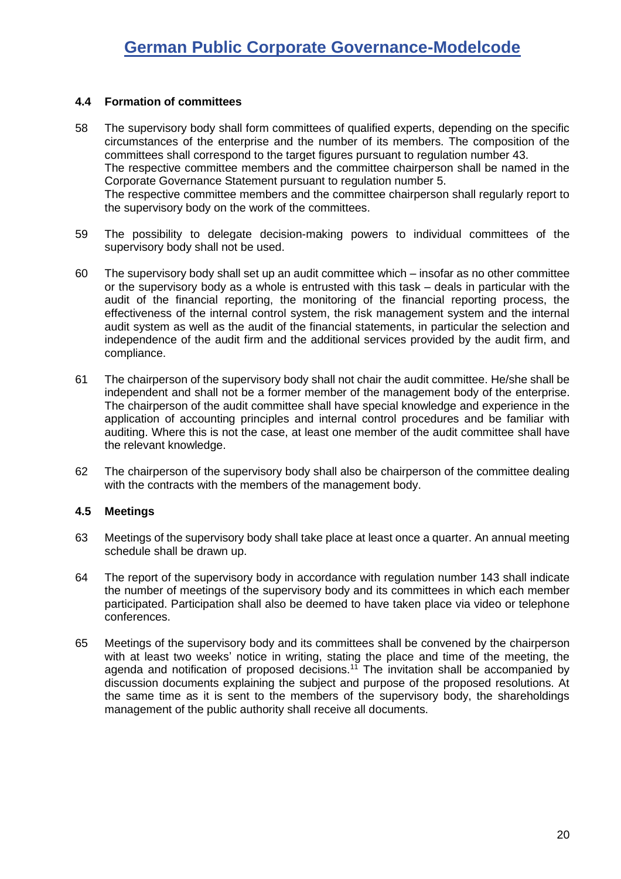### 4.4 Formation of committees

58 The supervisory body shall form committees of qualified experts, depending on the specific circumstances of the enterprise and the number of its members. The composition of the committees shall correspond to the target figures pursuant to regulation number 43.
The respective committee members and the committee chairperson shall be named in the Corporate Governance Statement pursuant to regulation number 5.
The respective committee members and the committee chairperson shall regularly report to the supervisory body on the work of the committees.

59 The possibility to delegate decision-making powers to individual committees of the supervisory body shall not be used.

60 The supervisory body shall set up an audit committee which – insofar as no other committee or the supervisory body as a whole is entrusted with this task – deals in particular with the audit of the financial reporting, the monitoring of the financial reporting process, the effectiveness of the internal control system, the risk management system and the internal audit system as well as the audit of the financial statements, in particular the selection and independence of the audit firm and the additional services provided by the audit firm, and compliance.

61 The chairperson of the supervisory body shall not chair the audit committee. He/she shall be independent and shall not be a former member of the management body of the enterprise. The chairperson of the audit committee shall have special knowledge and experience in the application of accounting principles and internal control procedures and be familiar with auditing. Where this is not the case, at least one member of the audit committee shall have the relevant knowledge.

62 The chairperson of the supervisory body shall also be chairperson of the committee dealing with the contracts with the members of the management body.

### 4.5 Meetings

63 Meetings of the supervisory body shall take place at least once a quarter. An annual meeting schedule shall be drawn up.

64 The report of the supervisory body in accordance with regulation number 143 shall indicate the number of meetings of the supervisory body and its committees in which each member participated. Participation shall also be deemed to have taken place via video or telephone conferences.

65 Meetings of the supervisory body and its committees shall be convened by the chairperson with at least two weeks' notice in writing, stating the place and time of the meeting, the agenda and notification of proposed decisions.[11] The invitation shall be accompanied by discussion documents explaining the subject and purpose of the proposed resolutions. At the same time as it is sent to the members of the supervisory body, the shareholdings management of the public authority shall receive all documents.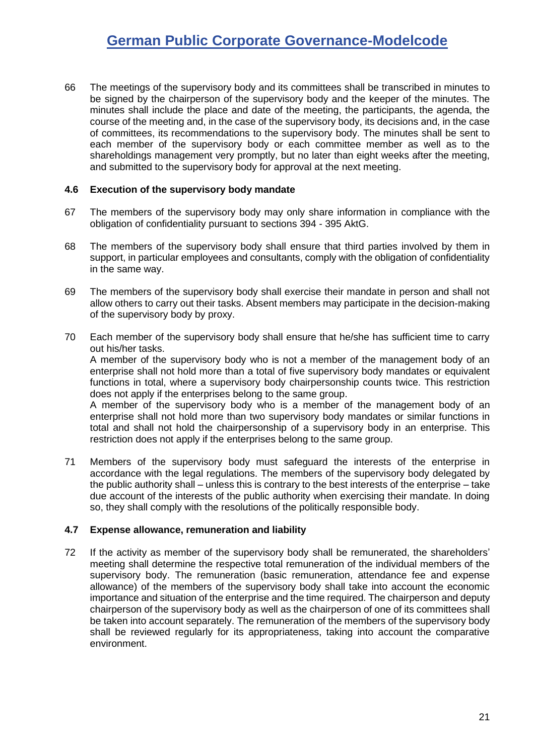66 The meetings of the supervisory body and its committees shall be transcribed in minutes to be signed by the chairperson of the supervisory body and the keeper of the minutes. The minutes shall include the place and date of the meeting, the participants, the agenda, the course of the meeting and, in the case of the supervisory body, its decisions and, in the case of committees, its recommendations to the supervisory body. The minutes shall be sent to each member of the supervisory body or each committee member as well as to the shareholdings management very promptly, but no later than eight weeks after the meeting, and submitted to the supervisory body for approval at the next meeting.

### 4.6 Execution of the supervisory body mandate

67 The members of the supervisory body may only share information in compliance with the obligation of confidentiality pursuant to sections 394 - 395 AktG.

68 The members of the supervisory body shall ensure that third parties involved by them in support, in particular employees and consultants, comply with the obligation of confidentiality in the same way.

69 The members of the supervisory body shall exercise their mandate in person and shall not allow others to carry out their tasks. Absent members may participate in the decision-making of the supervisory body by proxy.

70 Each member of the supervisory body shall ensure that he/she has sufficient time to carry out his/her tasks.
A member of the supervisory body who is not a member of the management body of an enterprise shall not hold more than a total of five supervisory body mandates or equivalent functions in total, where a supervisory body chairpersonship counts twice. This restriction does not apply if the enterprises belong to the same group.
A member of the supervisory body who is a member of the management body of an enterprise shall not hold more than two supervisory body mandates or similar functions in total and shall not hold the chairpersonship of a supervisory body in an enterprise. This restriction does not apply if the enterprises belong to the same group.

71 Members of the supervisory body must safeguard the interests of the enterprise in accordance with the legal regulations. The members of the supervisory body delegated by the public authority shall – unless this is contrary to the best interests of the enterprise – take due account of the interests of the public authority when exercising their mandate. In doing so, they shall comply with the resolutions of the politically responsible body.

### 4.7 Expense allowance, remuneration and liability

72 If the activity as member of the supervisory body shall be remunerated, the shareholders' meeting shall determine the respective total remuneration of the individual members of the supervisory body. The remuneration (basic remuneration, attendance fee and expense allowance) of the members of the supervisory body shall take into account the economic importance and situation of the enterprise and the time required. The chairperson and deputy chairperson of the supervisory body as well as the chairperson of one of its committees shall be taken into account separately. The remuneration of the members of the supervisory body shall be reviewed regularly for its appropriateness, taking into account the comparative environment.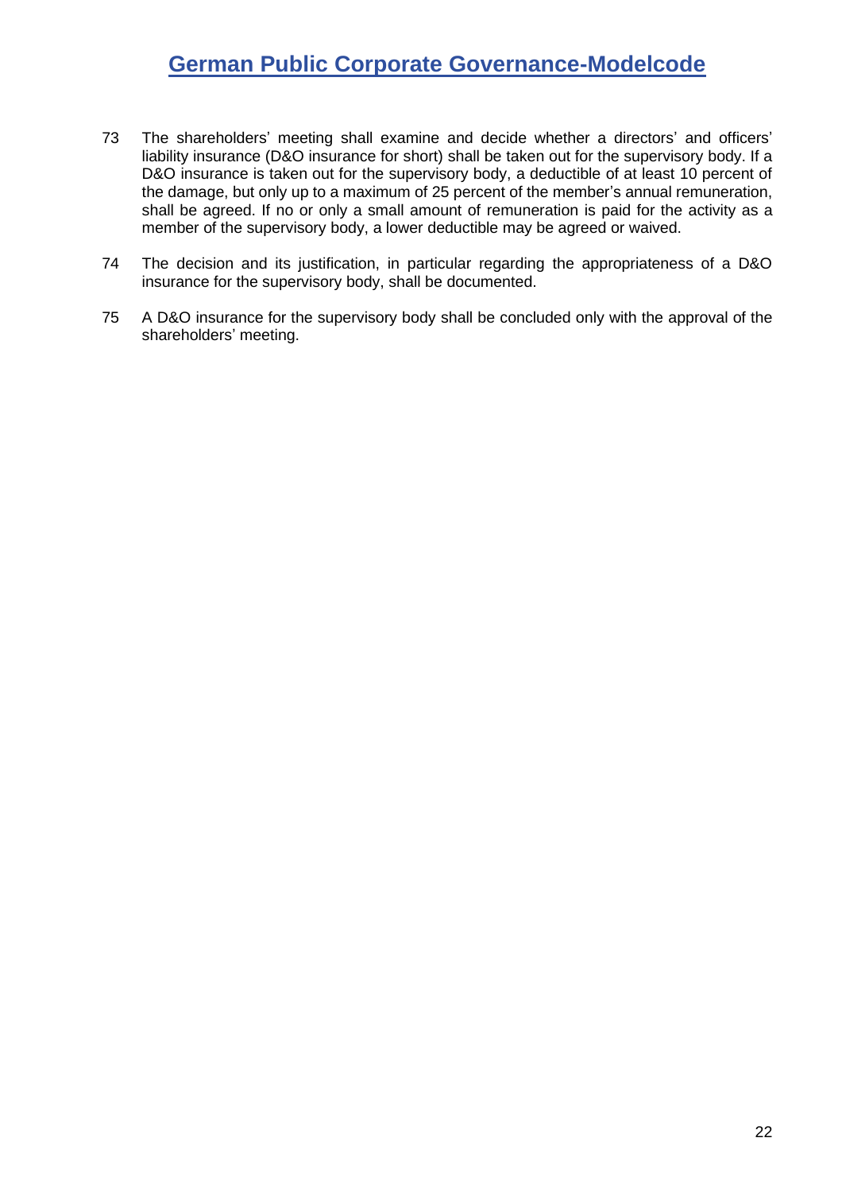73 The shareholders' meeting shall examine and decide whether a directors' and officers' liability insurance (D&O insurance for short) shall be taken out for the supervisory body. If a D&O insurance is taken out for the supervisory body, a deductible of at least 10 percent of the damage, but only up to a maximum of 25 percent of the member's annual remuneration, shall be agreed. If no or only a small amount of remuneration is paid for the activity as a member of the supervisory body, a lower deductible may be agreed or waived.

74 The decision and its justification, in particular regarding the appropriateness of a D&O insurance for the supervisory body, shall be documented.

75 A D&O insurance for the supervisory body shall be concluded only with the approval of the shareholders' meeting.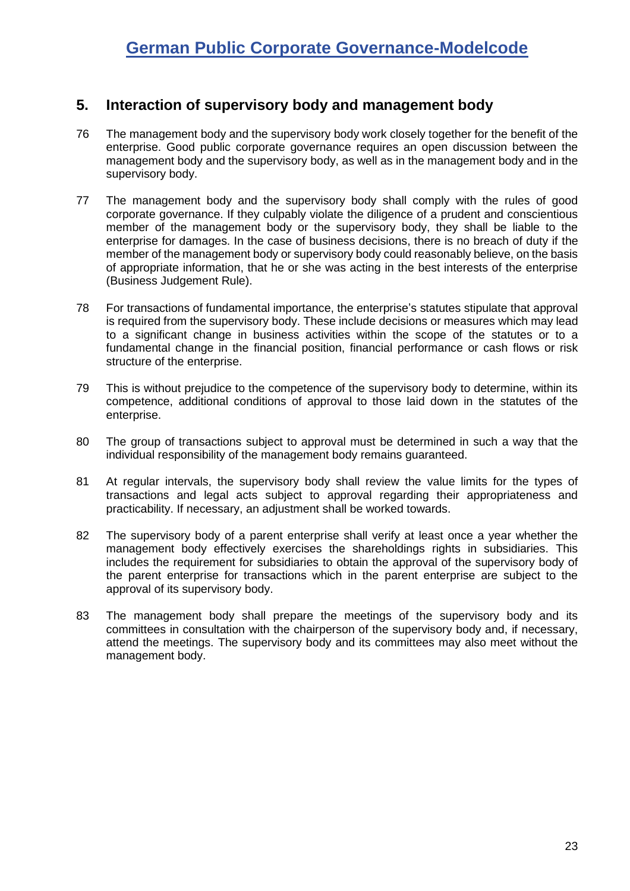## 5. Interaction of supervisory body and management body

76 The management body and the supervisory body work closely together for the benefit of the enterprise. Good public corporate governance requires an open discussion between the management body and the supervisory body, as well as in the management body and in the supervisory body.

77 The management body and the supervisory body shall comply with the rules of good corporate governance. If they culpably violate the diligence of a prudent and conscientious member of the management body or the supervisory body, they shall be liable to the enterprise for damages. In the case of business decisions, there is no breach of duty if the member of the management body or supervisory body could reasonably believe, on the basis of appropriate information, that he or she was acting in the best interests of the enterprise (Business Judgement Rule).

78 For transactions of fundamental importance, the enterprise's statutes stipulate that approval is required from the supervisory body. These include decisions or measures which may lead to a significant change in business activities within the scope of the statutes or to a fundamental change in the financial position, financial performance or cash flows or risk structure of the enterprise.

79 This is without prejudice to the competence of the supervisory body to determine, within its competence, additional conditions of approval to those laid down in the statutes of the enterprise.

80 The group of transactions subject to approval must be determined in such a way that the individual responsibility of the management body remains guaranteed.

81 At regular intervals, the supervisory body shall review the value limits for the types of transactions and legal acts subject to approval regarding their appropriateness and practicability. If necessary, an adjustment shall be worked towards.

82 The supervisory body of a parent enterprise shall verify at least once a year whether the management body effectively exercises the shareholdings rights in subsidiaries. This includes the requirement for subsidiaries to obtain the approval of the supervisory body of the parent enterprise for transactions which in the parent enterprise are subject to the approval of its supervisory body.

83 The management body shall prepare the meetings of the supervisory body and its committees in consultation with the chairperson of the supervisory body and, if necessary, attend the meetings. The supervisory body and its committees may also meet without the management body.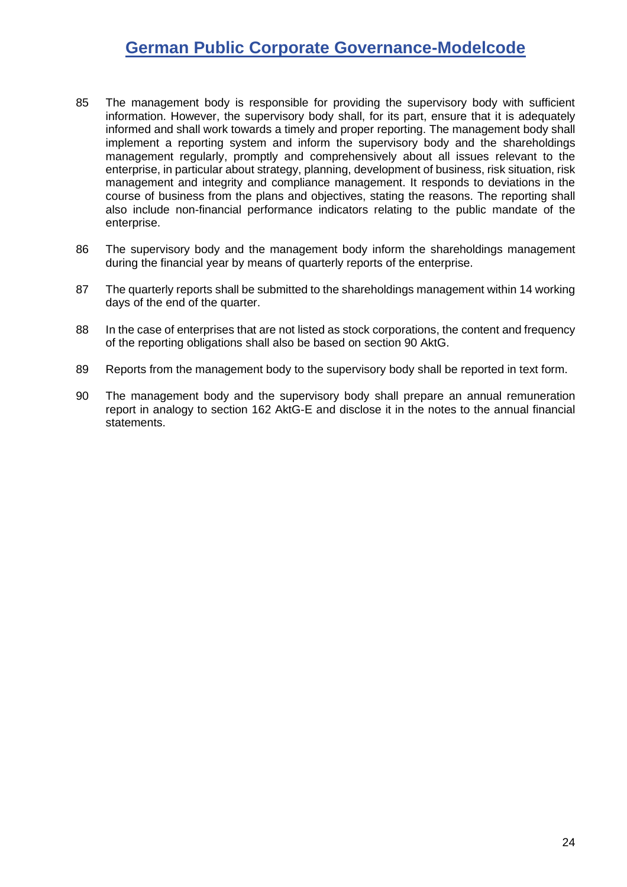85 The management body is responsible for providing the supervisory body with sufficient information. However, the supervisory body shall, for its part, ensure that it is adequately informed and shall work towards a timely and proper reporting. The management body shall implement a reporting system and inform the supervisory body and the shareholdings management regularly, promptly and comprehensively about all issues relevant to the enterprise, in particular about strategy, planning, development of business, risk situation, risk management and integrity and compliance management. It responds to deviations in the course of business from the plans and objectives, stating the reasons. The reporting shall also include non-financial performance indicators relating to the public mandate of the enterprise.

86 The supervisory body and the management body inform the shareholdings management during the financial year by means of quarterly reports of the enterprise.

87 The quarterly reports shall be submitted to the shareholdings management within 14 working days of the end of the quarter.

88 In the case of enterprises that are not listed as stock corporations, the content and frequency of the reporting obligations shall also be based on section 90 AktG.

89 Reports from the management body to the supervisory body shall be reported in text form.

90 The management body and the supervisory body shall prepare an annual remuneration report in analogy to section 162 AktG-E and disclose it in the notes to the annual financial statements.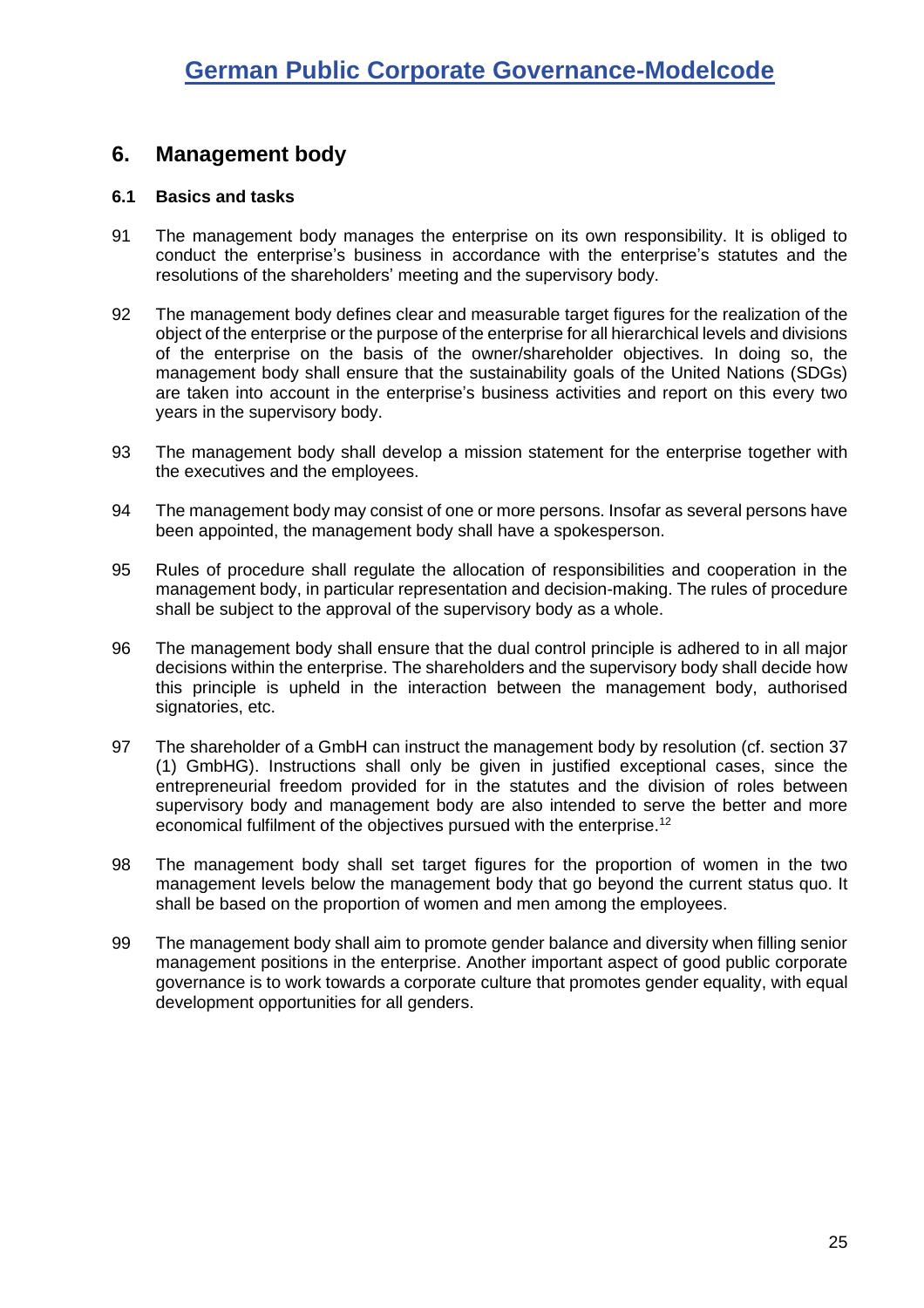## 6. Management body

### 6.1 Basics and tasks

91 The management body manages the enterprise on its own responsibility. It is obliged to conduct the enterprise's business in accordance with the enterprise's statutes and the resolutions of the shareholders' meeting and the supervisory body.

92 The management body defines clear and measurable target figures for the realization of the object of the enterprise or the purpose of the enterprise for all hierarchical levels and divisions of the enterprise on the basis of the owner/shareholder objectives. In doing so, the management body shall ensure that the sustainability goals of the United Nations (SDGs) are taken into account in the enterprise's business activities and report on this every two years in the supervisory body.

93 The management body shall develop a mission statement for the enterprise together with the executives and the employees.

94 The management body may consist of one or more persons. Insofar as several persons have been appointed, the management body shall have a spokesperson.

95 Rules of procedure shall regulate the allocation of responsibilities and cooperation in the management body, in particular representation and decision-making. The rules of procedure shall be subject to the approval of the supervisory body as a whole.

96 The management body shall ensure that the dual control principle is adhered to in all major decisions within the enterprise. The shareholders and the supervisory body shall decide how this principle is upheld in the interaction between the management body, authorised signatories, etc.

97 The shareholder of a GmbH can instruct the management body by resolution (cf. section 37 (1) GmbHG). Instructions shall only be given in justified exceptional cases, since the entrepreneurial freedom provided for in the statutes and the division of roles between supervisory body and management body are also intended to serve the better and more economical fulfilment of the objectives pursued with the enterprise.[12]

98 The management body shall set target figures for the proportion of women in the two management levels below the management body that go beyond the current status quo. It shall be based on the proportion of women and men among the employees.

99 The management body shall aim to promote gender balance and diversity when filling senior management positions in the enterprise. Another important aspect of good public corporate governance is to work towards a corporate culture that promotes gender equality, with equal development opportunities for all genders.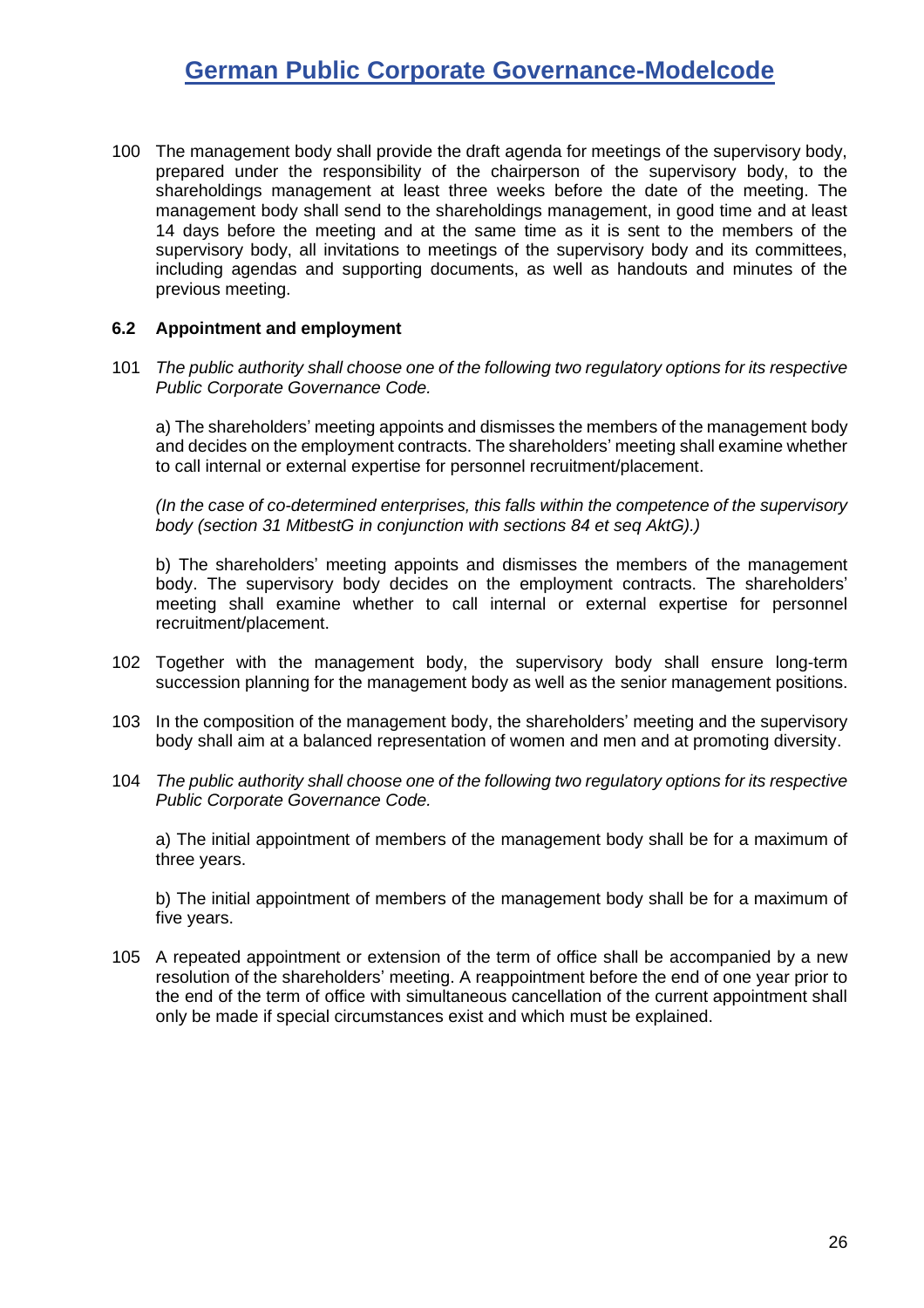100 The management body shall provide the draft agenda for meetings of the supervisory body, prepared under the responsibility of the chairperson of the supervisory body, to the shareholdings management at least three weeks before the date of the meeting. The management body shall send to the shareholdings management, in good time and at least 14 days before the meeting and at the same time as it is sent to the members of the supervisory body, all invitations to meetings of the supervisory body and its committees, including agendas and supporting documents, as well as handouts and minutes of the previous meeting.

### 6.2 Appointment and employment

101 *The public authority shall choose one of the following two regulatory options for its respective Public Corporate Governance Code.*

a) The shareholders' meeting appoints and dismisses the members of the management body and decides on the employment contracts. The shareholders' meeting shall examine whether to call internal or external expertise for personnel recruitment/placement.

*(In the case of co-determined enterprises, this falls within the competence of the supervisory body (section 31 MitbestG in conjunction with sections 84 et seq AktG).)*

b) The shareholders' meeting appoints and dismisses the members of the management body. The supervisory body decides on the employment contracts. The shareholders' meeting shall examine whether to call internal or external expertise for personnel recruitment/placement.

102 Together with the management body, the supervisory body shall ensure long-term succession planning for the management body as well as the senior management positions.

103 In the composition of the management body, the shareholders' meeting and the supervisory body shall aim at a balanced representation of women and men and at promoting diversity.

104 *The public authority shall choose one of the following two regulatory options for its respective Public Corporate Governance Code.*

a) The initial appointment of members of the management body shall be for a maximum of three years.

b) The initial appointment of members of the management body shall be for a maximum of five years.

105 A repeated appointment or extension of the term of office shall be accompanied by a new resolution of the shareholders' meeting. A reappointment before the end of one year prior to the end of the term of office with simultaneous cancellation of the current appointment shall only be made if special circumstances exist and which must be explained.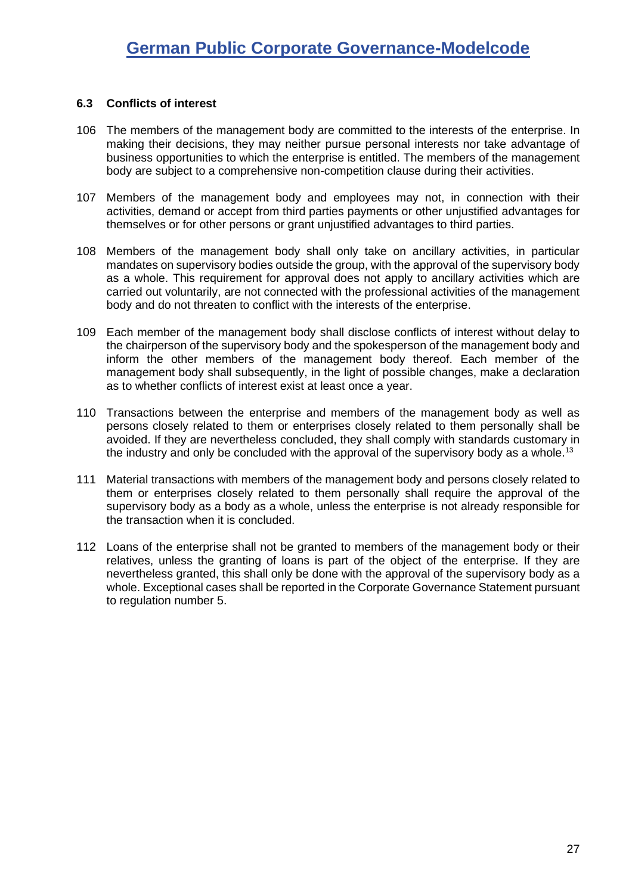### 6.3 Conflicts of interest

106 The members of the management body are committed to the interests of the enterprise. In making their decisions, they may neither pursue personal interests nor take advantage of business opportunities to which the enterprise is entitled. The members of the management body are subject to a comprehensive non-competition clause during their activities.

107 Members of the management body and employees may not, in connection with their activities, demand or accept from third parties payments or other unjustified advantages for themselves or for other persons or grant unjustified advantages to third parties.

108 Members of the management body shall only take on ancillary activities, in particular mandates on supervisory bodies outside the group, with the approval of the supervisory body as a whole. This requirement for approval does not apply to ancillary activities which are carried out voluntarily, are not connected with the professional activities of the management body and do not threaten to conflict with the interests of the enterprise.

109 Each member of the management body shall disclose conflicts of interest without delay to the chairperson of the supervisory body and the spokesperson of the management body and inform the other members of the management body thereof. Each member of the management body shall subsequently, in the light of possible changes, make a declaration as to whether conflicts of interest exist at least once a year.

110 Transactions between the enterprise and members of the management body as well as persons closely related to them or enterprises closely related to them personally shall be avoided. If they are nevertheless concluded, they shall comply with standards customary in the industry and only be concluded with the approval of the supervisory body as a whole.[13]

111 Material transactions with members of the management body and persons closely related to them or enterprises closely related to them personally shall require the approval of the supervisory body as a body as a whole, unless the enterprise is not already responsible for the transaction when it is concluded.

112 Loans of the enterprise shall not be granted to members of the management body or their relatives, unless the granting of loans is part of the object of the enterprise. If they are nevertheless granted, this shall only be done with the approval of the supervisory body as a whole. Exceptional cases shall be reported in the Corporate Governance Statement pursuant to regulation number 5.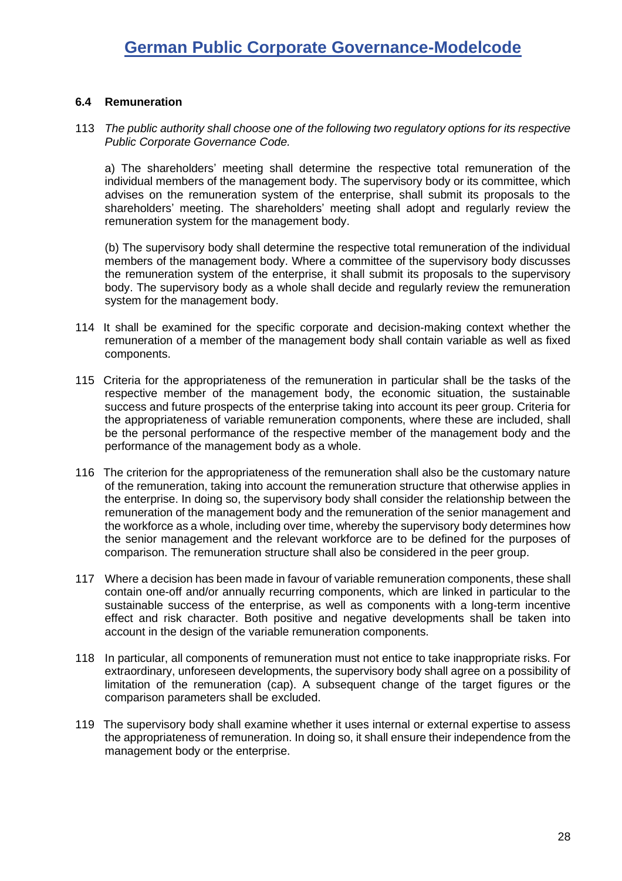### 6.4 Remuneration

113 *The public authority shall choose one of the following two regulatory options for its respective Public Corporate Governance Code.*

a) The shareholders' meeting shall determine the respective total remuneration of the individual members of the management body. The supervisory body or its committee, which advises on the remuneration system of the enterprise, shall submit its proposals to the shareholders' meeting. The shareholders' meeting shall adopt and regularly review the remuneration system for the management body.

(b) The supervisory body shall determine the respective total remuneration of the individual members of the management body. Where a committee of the supervisory body discusses the remuneration system of the enterprise, it shall submit its proposals to the supervisory body. The supervisory body as a whole shall decide and regularly review the remuneration system for the management body.

114 It shall be examined for the specific corporate and decision-making context whether the remuneration of a member of the management body shall contain variable as well as fixed components.

115 Criteria for the appropriateness of the remuneration in particular shall be the tasks of the respective member of the management body, the economic situation, the sustainable success and future prospects of the enterprise taking into account its peer group. Criteria for the appropriateness of variable remuneration components, where these are included, shall be the personal performance of the respective member of the management body and the performance of the management body as a whole.

116 The criterion for the appropriateness of the remuneration shall also be the customary nature of the remuneration, taking into account the remuneration structure that otherwise applies in the enterprise. In doing so, the supervisory body shall consider the relationship between the remuneration of the management body and the remuneration of the senior management and the workforce as a whole, including over time, whereby the supervisory body determines how the senior management and the relevant workforce are to be defined for the purposes of comparison. The remuneration structure shall also be considered in the peer group.

117 Where a decision has been made in favour of variable remuneration components, these shall contain one-off and/or annually recurring components, which are linked in particular to the sustainable success of the enterprise, as well as components with a long-term incentive effect and risk character. Both positive and negative developments shall be taken into account in the design of the variable remuneration components.

118 In particular, all components of remuneration must not entice to take inappropriate risks. For extraordinary, unforeseen developments, the supervisory body shall agree on a possibility of limitation of the remuneration (cap). A subsequent change of the target figures or the comparison parameters shall be excluded.

119 The supervisory body shall examine whether it uses internal or external expertise to assess the appropriateness of remuneration. In doing so, it shall ensure their independence from the management body or the enterprise.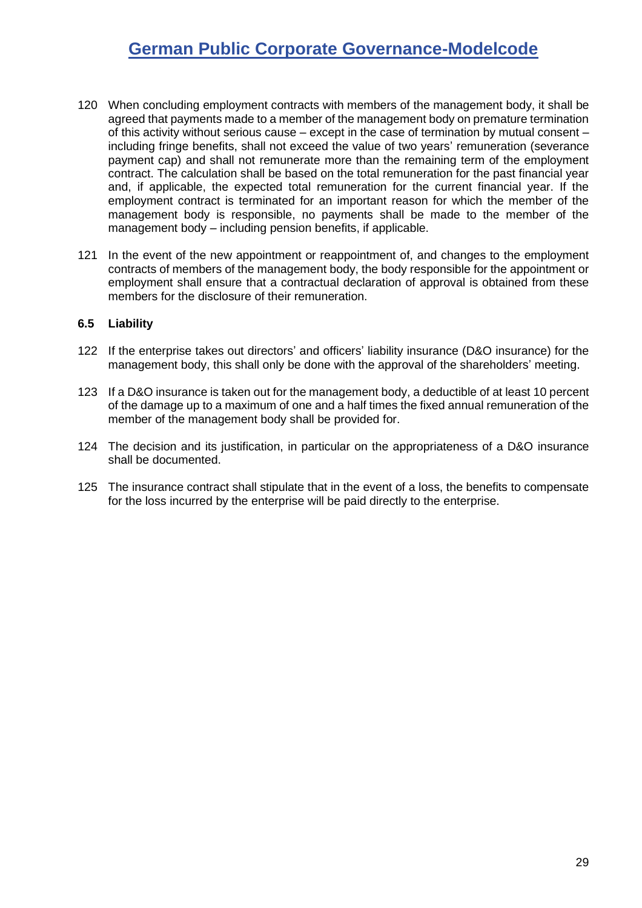120 When concluding employment contracts with members of the management body, it shall be agreed that payments made to a member of the management body on premature termination of this activity without serious cause – except in the case of termination by mutual consent – including fringe benefits, shall not exceed the value of two years' remuneration (severance payment cap) and shall not remunerate more than the remaining term of the employment contract. The calculation shall be based on the total remuneration for the past financial year and, if applicable, the expected total remuneration for the current financial year. If the employment contract is terminated for an important reason for which the member of the management body is responsible, no payments shall be made to the member of the management body – including pension benefits, if applicable.

121 In the event of the new appointment or reappointment of, and changes to the employment contracts of members of the management body, the body responsible for the appointment or employment shall ensure that a contractual declaration of approval is obtained from these members for the disclosure of their remuneration.

### 6.5 Liability

122 If the enterprise takes out directors' and officers' liability insurance (D&O insurance) for the management body, this shall only be done with the approval of the shareholders' meeting.

123 If a D&O insurance is taken out for the management body, a deductible of at least 10 percent of the damage up to a maximum of one and a half times the fixed annual remuneration of the member of the management body shall be provided for.

124 The decision and its justification, in particular on the appropriateness of a D&O insurance shall be documented.

125 The insurance contract shall stipulate that in the event of a loss, the benefits to compensate for the loss incurred by the enterprise will be paid directly to the enterprise.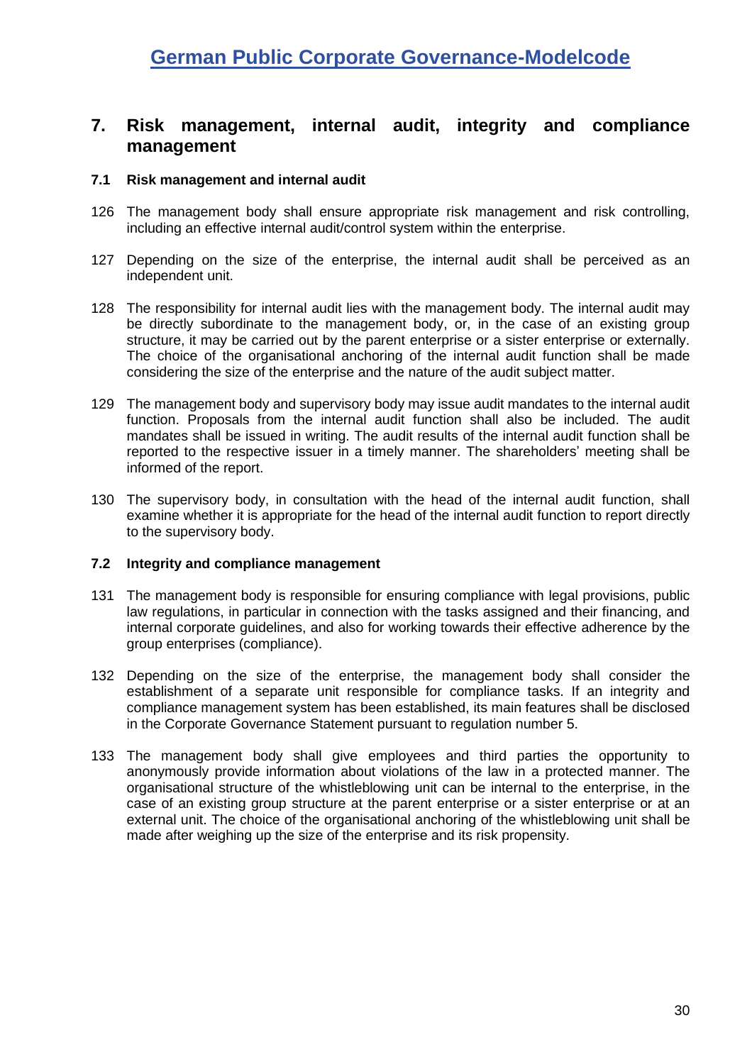## 7. Risk management, internal audit, integrity and compliance management

### 7.1 Risk management and internal audit

126 The management body shall ensure appropriate risk management and risk controlling, including an effective internal audit/control system within the enterprise.

127 Depending on the size of the enterprise, the internal audit shall be perceived as an independent unit.

128 The responsibility for internal audit lies with the management body. The internal audit may be directly subordinate to the management body, or, in the case of an existing group structure, it may be carried out by the parent enterprise or a sister enterprise or externally. The choice of the organisational anchoring of the internal audit function shall be made considering the size of the enterprise and the nature of the audit subject matter.

129 The management body and supervisory body may issue audit mandates to the internal audit function. Proposals from the internal audit function shall also be included. The audit mandates shall be issued in writing. The audit results of the internal audit function shall be reported to the respective issuer in a timely manner. The shareholders' meeting shall be informed of the report.

130 The supervisory body, in consultation with the head of the internal audit function, shall examine whether it is appropriate for the head of the internal audit function to report directly to the supervisory body.

### 7.2 Integrity and compliance management

131 The management body is responsible for ensuring compliance with legal provisions, public law regulations, in particular in connection with the tasks assigned and their financing, and internal corporate guidelines, and also for working towards their effective adherence by the group enterprises (compliance).

132 Depending on the size of the enterprise, the management body shall consider the establishment of a separate unit responsible for compliance tasks. If an integrity and compliance management system has been established, its main features shall be disclosed in the Corporate Governance Statement pursuant to regulation number 5.

133 The management body shall give employees and third parties the opportunity to anonymously provide information about violations of the law in a protected manner. The organisational structure of the whistleblowing unit can be internal to the enterprise, in the case of an existing group structure at the parent enterprise or a sister enterprise or at an external unit. The choice of the organisational anchoring of the whistleblowing unit shall be made after weighing up the size of the enterprise and its risk propensity.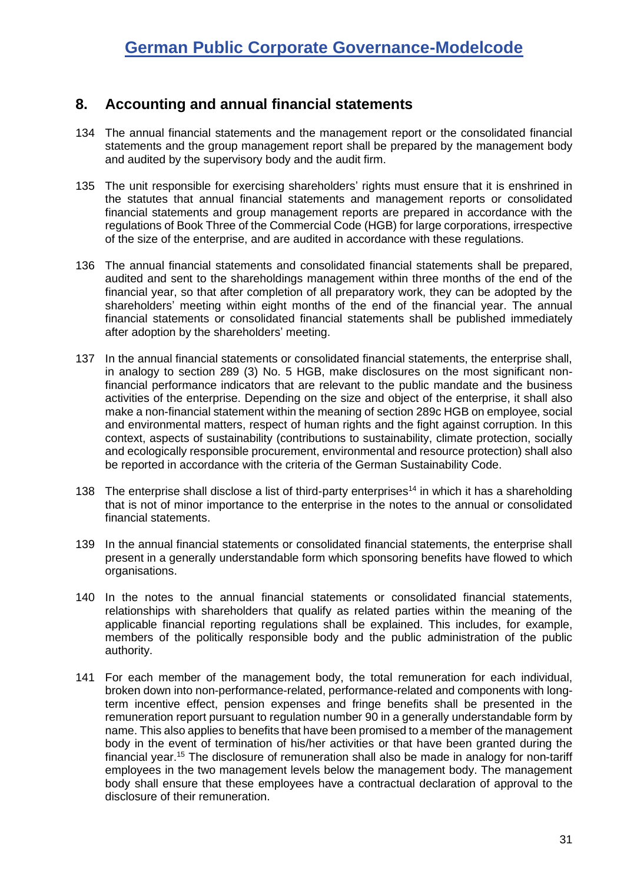## 8. Accounting and annual financial statements

134 The annual financial statements and the management report or the consolidated financial statements and the group management report shall be prepared by the management body and audited by the supervisory body and the audit firm.

135 The unit responsible for exercising shareholders' rights must ensure that it is enshrined in the statutes that annual financial statements and management reports or consolidated financial statements and group management reports are prepared in accordance with the regulations of Book Three of the Commercial Code (HGB) for large corporations, irrespective of the size of the enterprise, and are audited in accordance with these regulations.

136 The annual financial statements and consolidated financial statements shall be prepared, audited and sent to the shareholdings management within three months of the end of the financial year, so that after completion of all preparatory work, they can be adopted by the shareholders' meeting within eight months of the end of the financial year. The annual financial statements or consolidated financial statements shall be published immediately after adoption by the shareholders' meeting.

137 In the annual financial statements or consolidated financial statements, the enterprise shall, in analogy to section 289 (3) No. 5 HGB, make disclosures on the most significant non-financial performance indicators that are relevant to the public mandate and the business activities of the enterprise. Depending on the size and object of the enterprise, it shall also make a non-financial statement within the meaning of section 289c HGB on employee, social and environmental matters, respect of human rights and the fight against corruption. In this context, aspects of sustainability (contributions to sustainability, climate protection, socially and ecologically responsible procurement, environmental and resource protection) shall also be reported in accordance with the criteria of the German Sustainability Code.

138 The enterprise shall disclose a list of third-party enterprises[14] in which it has a shareholding that is not of minor importance to the enterprise in the notes to the annual or consolidated financial statements.

139 In the annual financial statements or consolidated financial statements, the enterprise shall present in a generally understandable form which sponsoring benefits have flowed to which organisations.

140 In the notes to the annual financial statements or consolidated financial statements, relationships with shareholders that qualify as related parties within the meaning of the applicable financial reporting regulations shall be explained. This includes, for example, members of the politically responsible body and the public administration of the public authority.

141 For each member of the management body, the total remuneration for each individual, broken down into non-performance-related, performance-related and components with long-term incentive effect, pension expenses and fringe benefits shall be presented in the remuneration report pursuant to regulation number 90 in a generally understandable form by name. This also applies to benefits that have been promised to a member of the management body in the event of termination of his/her activities or that have been granted during the financial year.[15] The disclosure of remuneration shall also be made in analogy for non-tariff employees in the two management levels below the management body. The management body shall ensure that these employees have a contractual declaration of approval to the disclosure of their remuneration.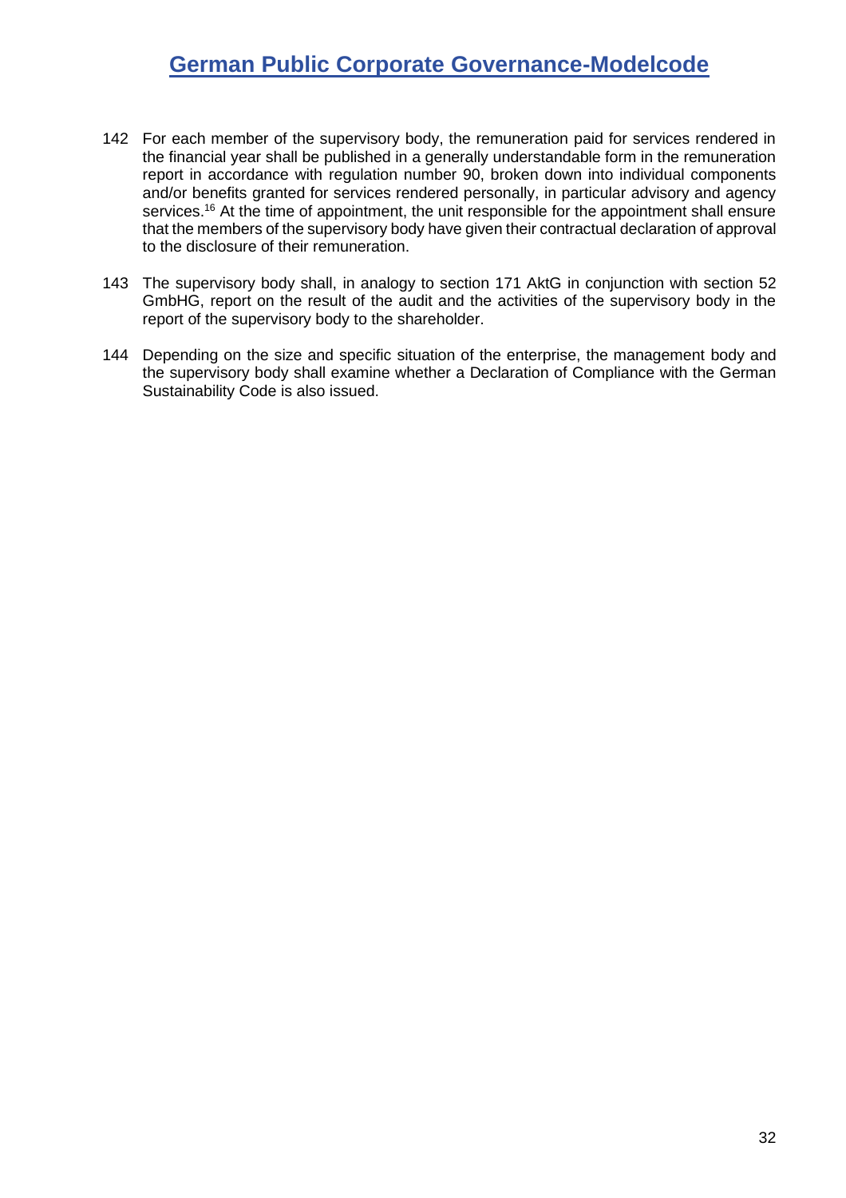142 For each member of the supervisory body, the remuneration paid for services rendered in the financial year shall be published in a generally understandable form in the remuneration report in accordance with regulation number 90, broken down into individual components and/or benefits granted for services rendered personally, in particular advisory and agency services.[16] At the time of appointment, the unit responsible for the appointment shall ensure that the members of the supervisory body have given their contractual declaration of approval to the disclosure of their remuneration.

143 The supervisory body shall, in analogy to section 171 AktG in conjunction with section 52 GmbHG, report on the result of the audit and the activities of the supervisory body in the report of the supervisory body to the shareholder.

144 Depending on the size and specific situation of the enterprise, the management body and the supervisory body shall examine whether a Declaration of Compliance with the German Sustainability Code is also issued.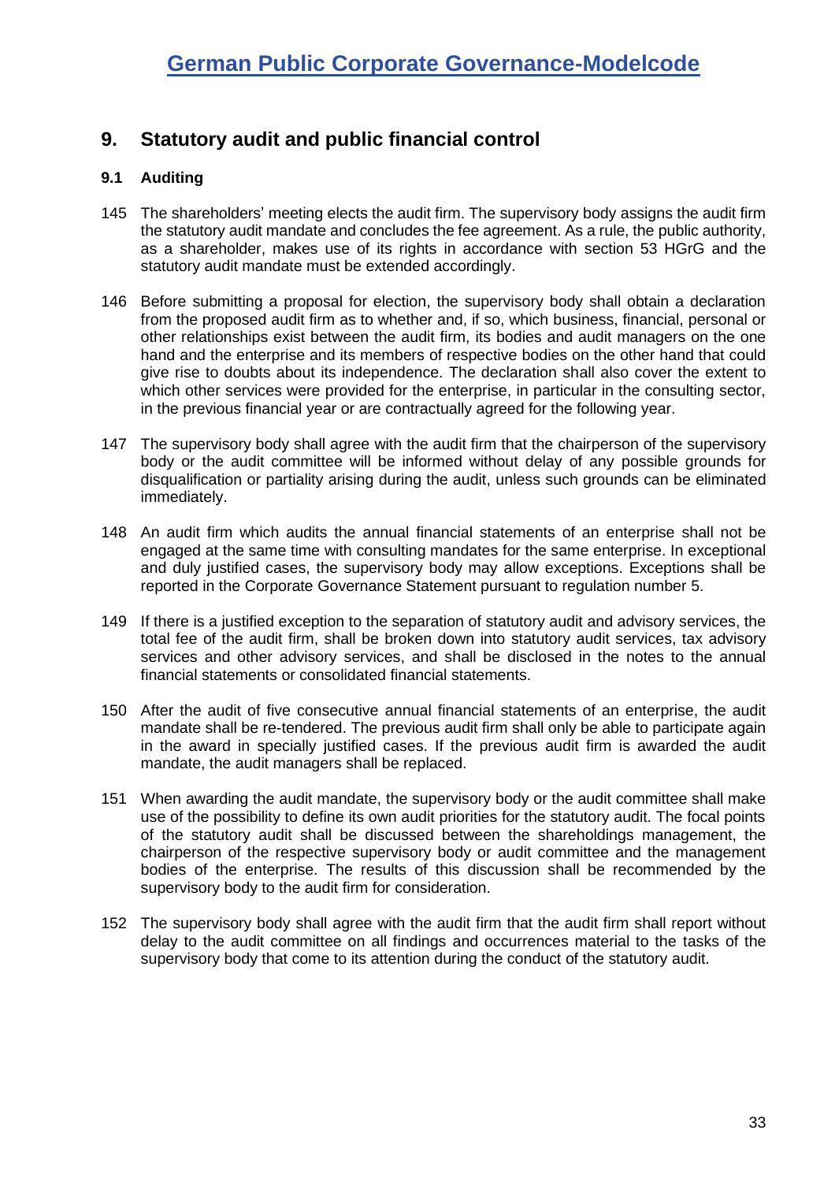# 9. Statistical audit and public financial control

## 9. Statutory audit and public financial control

### 9.1 Auditing

145 The shareholders' meeting elects the audit firm. The supervisory body assigns the audit firm the statutory audit mandate and concludes the fee agreement. As a rule, the public authority, as a shareholder, makes use of its rights in accordance with section 53 HGrG and the statutory audit mandate must be extended accordingly.

146 Before submitting a proposal for election, the supervisory body shall obtain a declaration from the proposed audit firm as to whether and, if so, which business, financial, personal or other relationships exist between the audit firm, its bodies and audit managers on the one hand and the enterprise and its members of respective bodies on the other hand that could give rise to doubts about its independence. The declaration shall also cover the extent to which other services were provided for the enterprise, in particular in the consulting sector, in the previous financial year or are contractually agreed for the following year.

147 The supervisory body shall agree with the audit firm that the chairperson of the supervisory body or the audit committee will be informed without delay of any possible grounds for disqualification or partiality arising during the audit, unless such grounds can be eliminated immediately.

148 An audit firm which audits the annual financial statements of an enterprise shall not be engaged at the same time with consulting mandates for the same enterprise. In exceptional and duly justified cases, the supervisory body may allow exceptions. Exceptions shall be reported in the Corporate Governance Statement pursuant to regulation number 5.

149 If there is a justified exception to the separation of statutory audit and advisory services, the total fee of the audit firm, shall be broken down into statutory audit services, tax advisory services and other advisory services, and shall be disclosed in the notes to the annual financial statements or consolidated financial statements.

150 After the audit of five consecutive annual financial statements of an enterprise, the audit mandate shall be re-tendered. The previous audit firm shall only be able to participate again in the award in specially justified cases. If the previous audit firm is awarded the audit mandate, the audit managers shall be replaced.

151 When awarding the audit mandate, the supervisory body or the audit committee shall make use of the possibility to define its own audit priorities for the statutory audit. The focal points of the statutory audit shall be discussed between the shareholdings management, the chairperson of the respective supervisory body or audit committee and the management bodies of the enterprise. The results of this discussion shall be recommended by the supervisory body to the audit firm for consideration.

152 The supervisory body shall agree with the audit firm that the audit firm shall report without delay to the audit committee on all findings and occurrences material to the tasks of the supervisory body that come to its attention during the conduct of the statutory audit.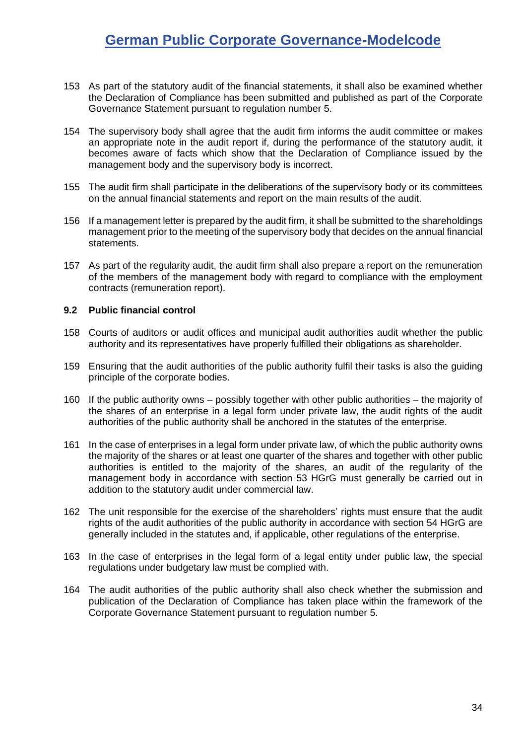153 As part of the statutory audit of the financial statements, it shall also be examined whether the Declaration of Compliance has been submitted and published as part of the Corporate Governance Statement pursuant to regulation number 5.

154 The supervisory body shall agree that the audit firm informs the audit committee or makes an appropriate note in the audit report if, during the performance of the statutory audit, it becomes aware of facts which show that the Declaration of Compliance issued by the management body and the supervisory body is incorrect.

155 The audit firm shall participate in the deliberations of the supervisory body or its committees on the annual financial statements and report on the main results of the audit.

156 If a management letter is prepared by the audit firm, it shall be submitted to the shareholdings management prior to the meeting of the supervisory body that decides on the annual financial statements.

157 As part of the regularity audit, the audit firm shall also prepare a report on the remuneration of the members of the management body with regard to compliance with the employment contracts (remuneration report).

### 9.2 Public financial control

158 Courts of auditors or audit offices and municipal audit authorities audit whether the public authority and its representatives have properly fulfilled their obligations as shareholder.

159 Ensuring that the audit authorities of the public authority fulfil their tasks is also the guiding principle of the corporate bodies.

160 If the public authority owns – possibly together with other public authorities – the majority of the shares of an enterprise in a legal form under private law, the audit rights of the audit authorities of the public authority shall be anchored in the statutes of the enterprise.

161 In the case of enterprises in a legal form under private law, of which the public authority owns the majority of the shares or at least one quarter of the shares and together with other public authorities is entitled to the majority of the shares, an audit of the regularity of the management body in accordance with section 53 HGrG must generally be carried out in addition to the statutory audit under commercial law.

162 The unit responsible for the exercise of the shareholders' rights must ensure that the audit rights of the audit authorities of the public authority in accordance with section 54 HGrG are generally included in the statutes and, if applicable, other regulations of the enterprise.

163 In the case of enterprises in the legal form of a legal entity under public law, the special regulations under budgetary law must be complied with.

164 The audit authorities of the public authority shall also check whether the submission and publication of the Declaration of Compliance has taken place within the framework of the Corporate Governance Statement pursuant to regulation number 5.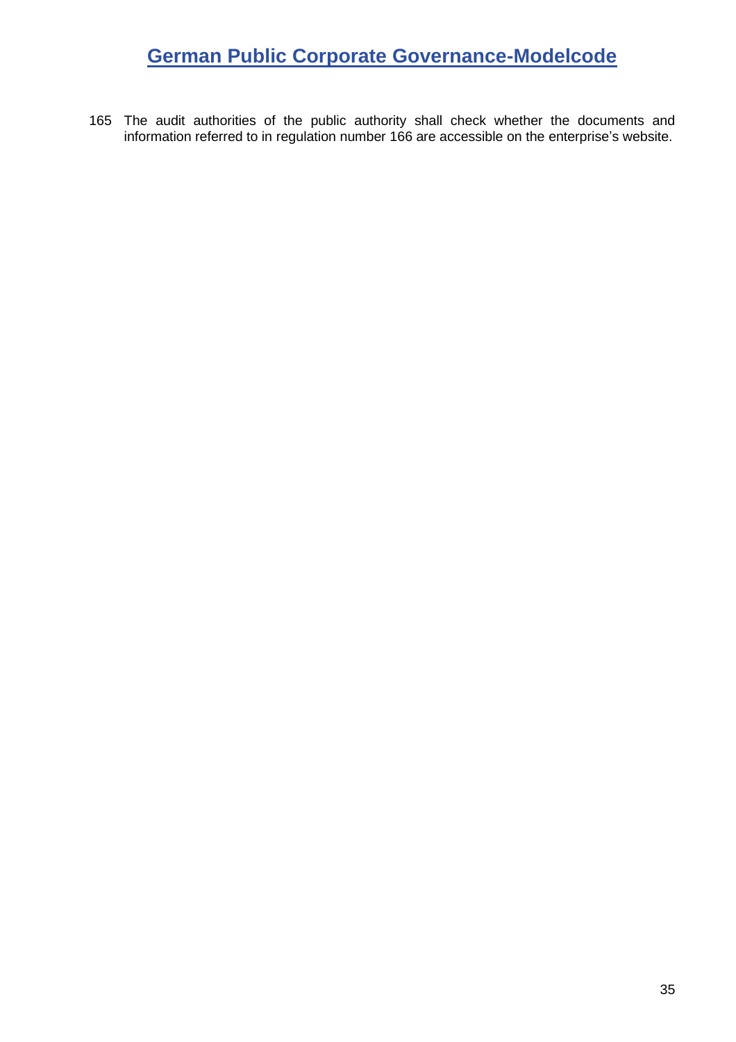165 The audit authorities of the public authority shall check whether the documents and information referred to in regulation number 166 are accessible on the enterprise's website.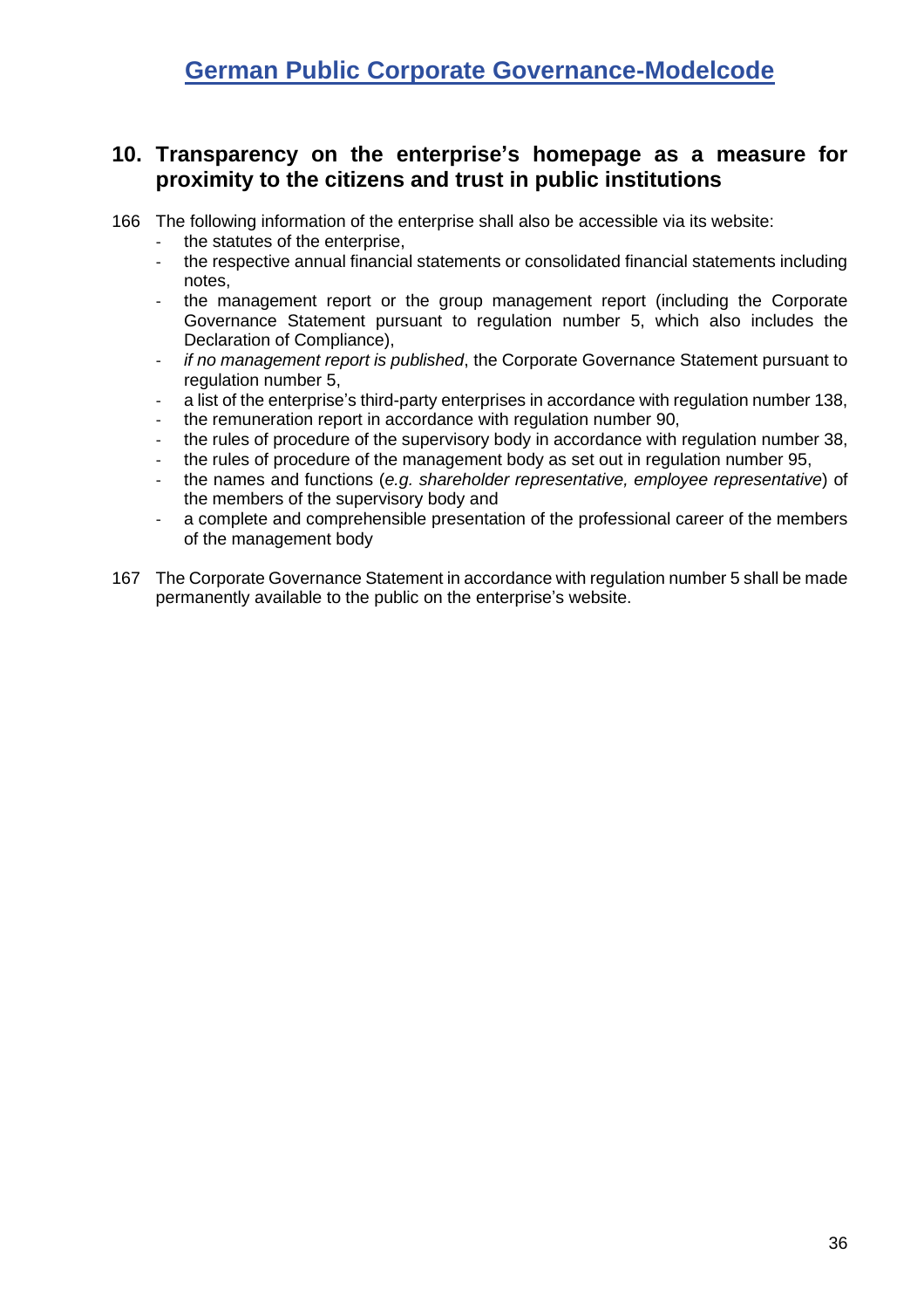## 10. Transparency on the enterprise's homepage as a measure for proximity to the citizens and trust in public institutions

166 The following information of the enterprise shall also be accessible via its website:

- the statutes of the enterprise,
- the respective annual financial statements or consolidated financial statements including notes,
- the management report or the group management report (including the Corporate Governance Statement pursuant to regulation number 5, which also includes the Declaration of Compliance),
- *if no management report is published*, the Corporate Governance Statement pursuant to regulation number 5,
- a list of the enterprise's third-party enterprises in accordance with regulation number 138,
- the remuneration report in accordance with regulation number 90,
- the rules of procedure of the supervisory body in accordance with regulation number 38,
- the rules of procedure of the management body as set out in regulation number 95,
- the names and functions (*e.g. shareholder representative, employee representative*) of the members of the supervisory body and
- a complete and comprehensible presentation of the professional career of the members of the management body

167 The Corporate Governance Statement in accordance with regulation number 5 shall be made permanently available to the public on the enterprise's website.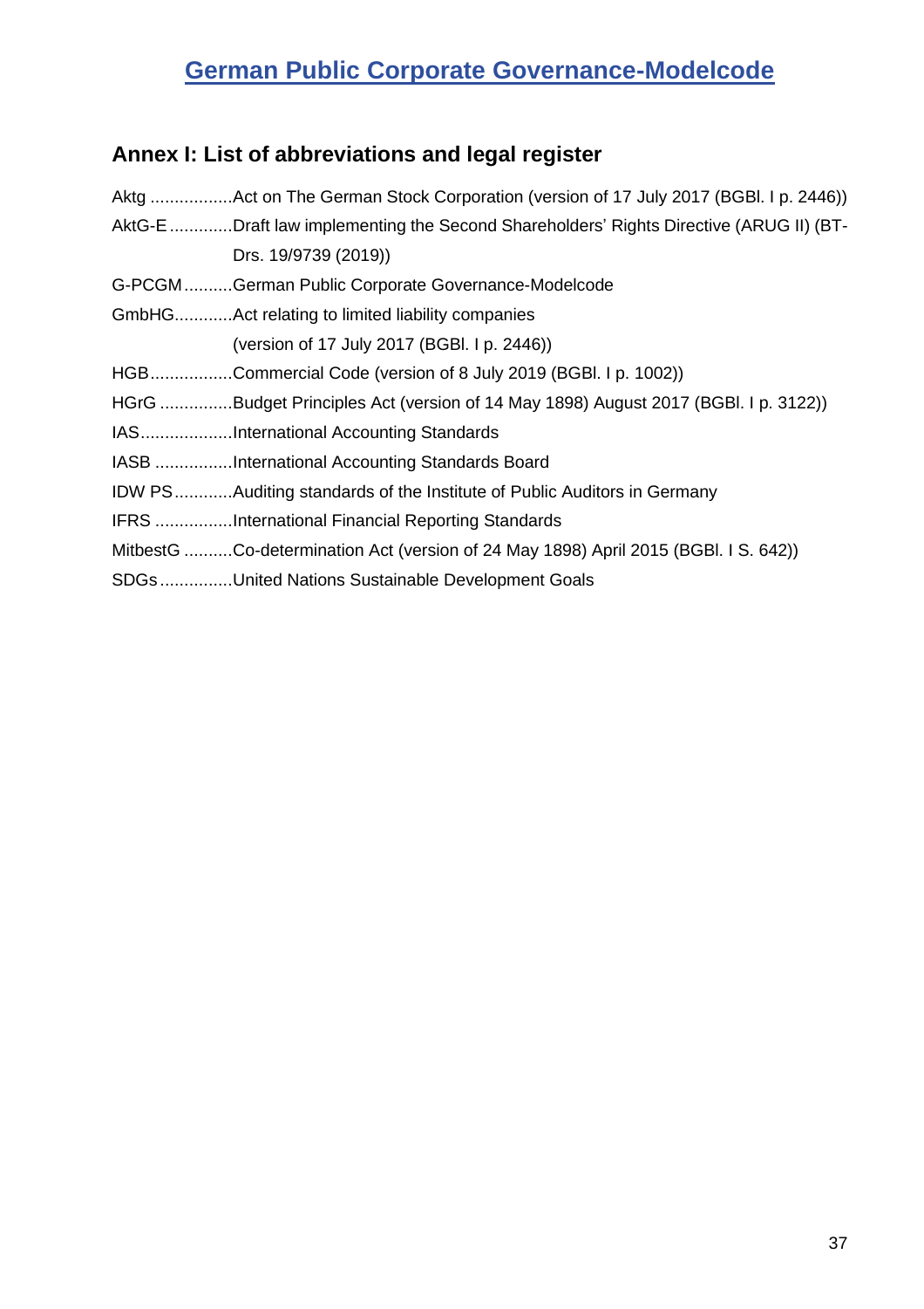# German Public Corporate Governance-Modelcode

## Annex I: List of abbreviations and legal register

Aktg .................Act on The German Stock Corporation (version of 17 July 2017 (BGBl. I p. 2446))

AktG-E .............Draft law implementing the Second Shareholders' Rights Directive (ARUG II) (BT-Drs. 19/9739 (2019))

G-PCGM ..........German Public Corporate Governance-Modelcode

GmbHG............Act relating to limited liability companies (version of 17 July 2017 (BGBl. I p. 2446))

HGB.................Commercial Code (version of 8 July 2019 (BGBl. I p. 1002))

HGrG ...............Budget Principles Act (version of 14 May 1898) August 2017 (BGBl. I p. 3122))

IAS...................International Accounting Standards

IASB ................International Accounting Standards Board

IDW PS............Auditing standards of the Institute of Public Auditors in Germany

IFRS ................International Financial Reporting Standards

MitbestG ..........Co-determination Act (version of 24 May 1898) April 2015 (BGBl. I S. 642))

SDGs...............United Nations Sustainable Development Goals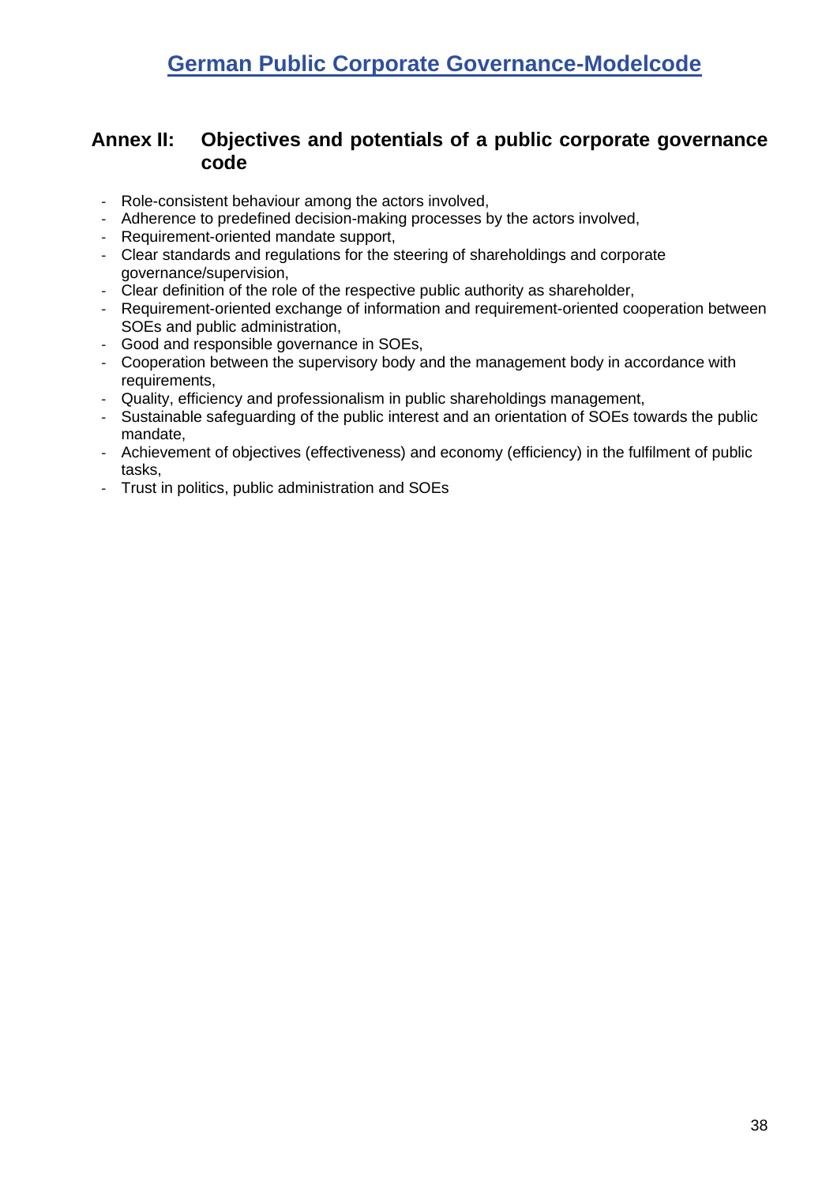## Annex II: Objectives and potentials of a public corporate governance code

- Role-consistent behaviour among the actors involved,
- Adherence to predefined decision-making processes by the actors involved,
- Requirement-oriented mandate support,
- Clear standards and regulations for the steering of shareholdings and corporate governance/supervision,
- Clear definition of the role of the respective public authority as shareholder,
- Requirement-oriented exchange of information and requirement-oriented cooperation between SOEs and public administration,
- Good and responsible governance in SOEs,
- Cooperation between the supervisory body and the management body in accordance with requirements,
- Quality, efficiency and professionalism in public shareholdings management,
- Sustainable safeguarding of the public interest and an orientation of SOEs towards the public mandate,
- Achievement of objectives (effectiveness) and economy (efficiency) in the fulfilment of public tasks,
- Trust in politics, public administration and SOEs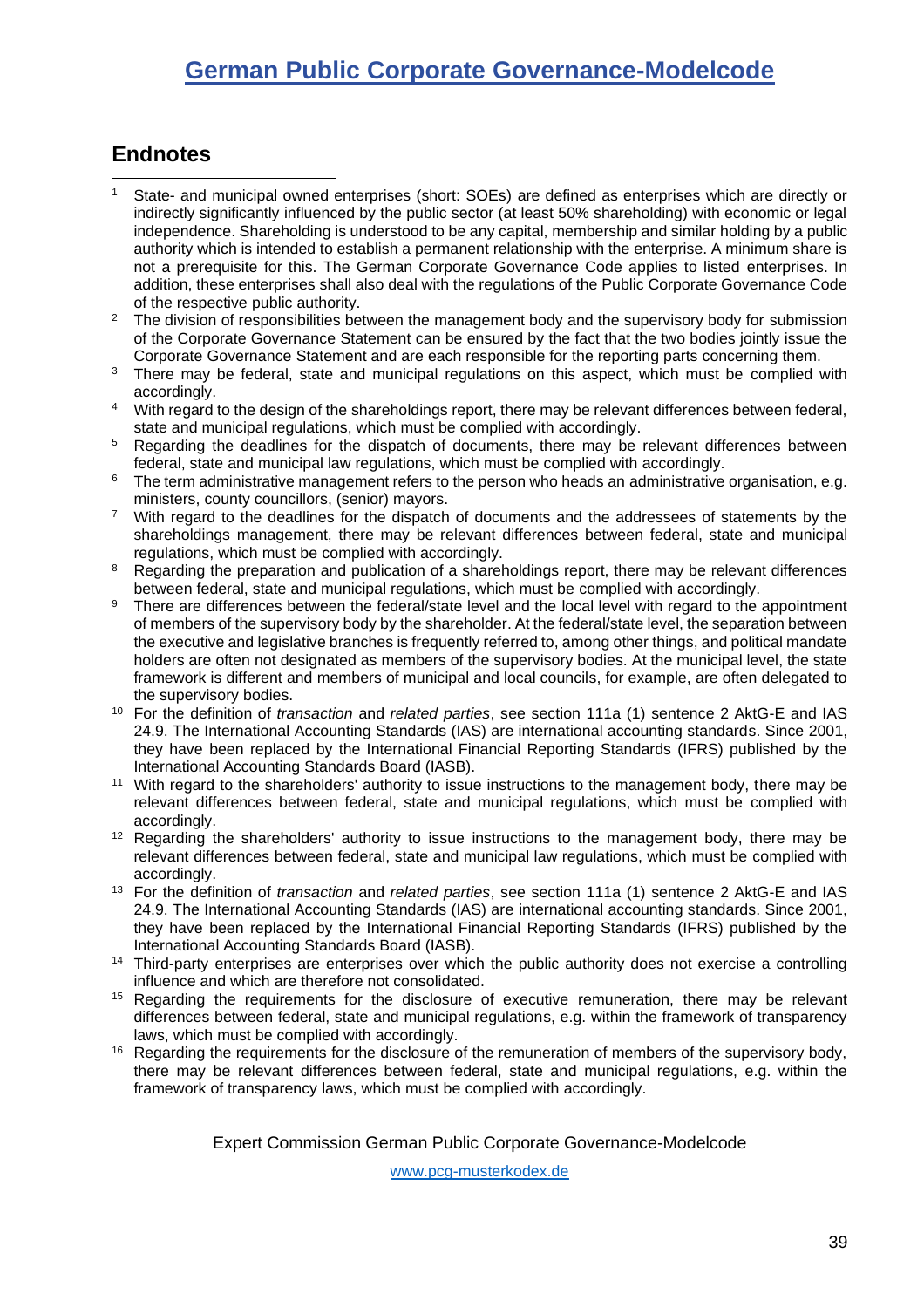## Endnotes

[1] State- and municipal owned enterprises (short: SOEs) are defined as enterprises which are directly or indirectly significantly influenced by the public sector (at least 50% shareholding) with economic or legal independence. Shareholding is understood to be any capital, membership and similar holding by a public authority which is intended to establish a permanent relationship with the enterprise. A minimum share is not a prerequisite for this. The German Corporate Governance Code applies to listed enterprises. In addition, these enterprises shall also deal with the regulations of the Public Corporate Governance Code of the respective public authority.

[2] The division of responsibilities between the management body and the supervisory body for submission of the Corporate Governance Statement can be ensured by the fact that the two bodies jointly issue the Corporate Governance Statement and are each responsible for the reporting parts concerning them.

[3] There may be federal, state and municipal regulations on this aspect, which must be complied with accordingly.

[4] With regard to the design of the shareholdings report, there may be relevant differences between federal, state and municipal regulations, which must be complied with accordingly.

[5] Regarding the deadlines for the dispatch of documents, there may be relevant differences between federal, state and municipal law regulations, which must be complied with accordingly.

[6] The term administrative management refers to the person who heads an administrative organisation, e.g. ministers, county councillors, (senior) mayors.

[7] With regard to the deadlines for the dispatch of documents and the addressees of statements by the shareholdings management, there may be relevant differences between federal, state and municipal regulations, which must be complied with accordingly.

[8] Regarding the preparation and publication of a shareholdings report, there may be relevant differences between federal, state and municipal regulations, which must be complied with accordingly.

[9] There are differences between the federal/state level and the local level with regard to the appointment of members of the supervisory body by the shareholder. At the federal/state level, the separation between the executive and legislative branches is frequently referred to, among other things, and political mandate holders are often not designated as members of the supervisory bodies. At the municipal level, the state framework is different and members of municipal and local councils, for example, are often delegated to the supervisory bodies.

[10] For the definition of *transaction* and *related parties*, see section 111a (1) sentence 2 AktG-E and IAS 24.9. The International Accounting Standards (IAS) are international accounting standards. Since 2001, they have been replaced by the International Financial Reporting Standards (IFRS) published by the International Accounting Standards Board (IASB).

[11] With regard to the shareholders' authority to issue instructions to the management body, there may be relevant differences between federal, state and municipal regulations, which must be complied with accordingly.

[12] Regarding the shareholders' authority to issue instructions to the management body, there may be relevant differences between federal, state and municipal law regulations, which must be complied with accordingly.

[13] For the definition of *transaction* and *related parties*, see section 111a (1) sentence 2 AktG-E and IAS 24.9. The International Accounting Standards (IAS) are international accounting standards. Since 2001, they have been replaced by the International Financial Reporting Standards (IFRS) published by the International Accounting Standards Board (IASB).

[14] Third-party enterprises are enterprises over which the public authority does not exercise a controlling influence and which are therefore not consolidated.

[15] Regarding the requirements for the disclosure of executive remuneration, there may be relevant differences between federal, state and municipal regulations, e.g. within the framework of transparency laws, which must be complied with accordingly.

[16] Regarding the requirements for the disclosure of the remuneration of members of the supervisory body, there may be relevant differences between federal, state and municipal regulations, e.g. within the framework of transparency laws, which must be complied with accordingly.